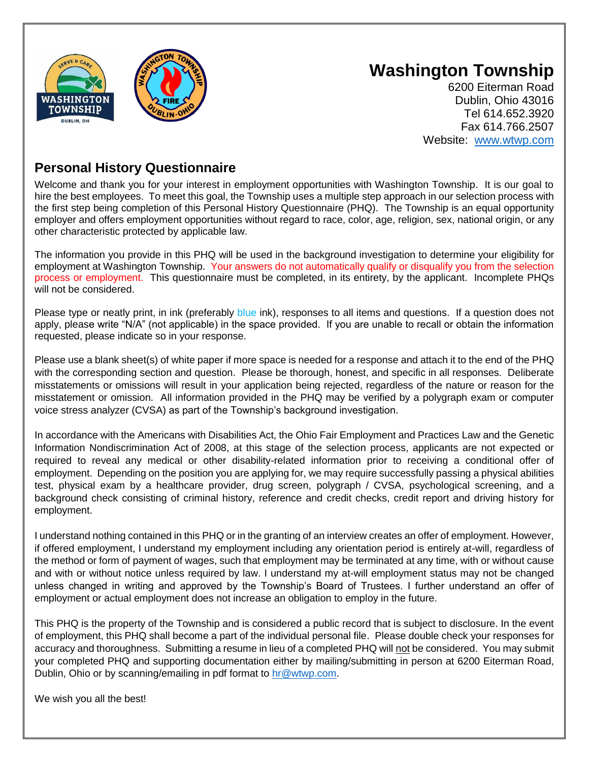# Washington Township

6200 Eiterman Road
Dublin, Ohio 43016
Tel 614.652.3920
Fax 614.766.2507
Website: www.wtwp.com

## Personal History Questionnaire

Welcome and thank you for your interest in employment opportunities with Washington Township. It is our goal to hire the best employees. To meet this goal, the Township uses a multiple step approach in our selection process with the first step being completion of this Personal History Questionnaire (PHQ). The Township is an equal opportunity employer and offers employment opportunities without regard to race, color, age, religion, sex, national origin, or any other characteristic protected by applicable law.

The information you provide in this PHQ will be used in the background investigation to determine your eligibility for employment at Washington Township. Your answers do not automatically qualify or disqualify you from the selection process or employment. This questionnaire must be completed, in its entirety, by the applicant. Incomplete PHQs will not be considered.

Please type or neatly print, in ink (preferably blue ink), responses to all items and questions. If a question does not apply, please write "N/A" (not applicable) in the space provided. If you are unable to recall or obtain the information requested, please indicate so in your response.

Please use a blank sheet(s) of white paper if more space is needed for a response and attach it to the end of the PHQ with the corresponding section and question. Please be thorough, honest, and specific in all responses. Deliberate misstatements or omissions will result in your application being rejected, regardless of the nature or reason for the misstatement or omission. All information provided in the PHQ may be verified by a polygraph exam or computer voice stress analyzer (CVSA) as part of the Township's background investigation.

In accordance with the Americans with Disabilities Act, the Ohio Fair Employment and Practices Law and the Genetic Information Nondiscrimination Act of 2008, at this stage of the selection process, applicants are not expected or required to reveal any medical or other disability-related information prior to receiving a conditional offer of employment. Depending on the position you are applying for, we may require successfully passing a physical abilities test, physical exam by a healthcare provider, drug screen, polygraph / CVSA, psychological screening, and a background check consisting of criminal history, reference and credit checks, credit report and driving history for employment.

I understand nothing contained in this PHQ or in the granting of an interview creates an offer of employment. However, if offered employment, I understand my employment including any orientation period is entirely at-will, regardless of the method or form of payment of wages, such that employment may be terminated at any time, with or without cause and with or without notice unless required by law. I understand my at-will employment status may not be changed unless changed in writing and approved by the Township's Board of Trustees. I further understand an offer of employment or actual employment does not increase an obligation to employ in the future.

This PHQ is the property of the Township and is considered a public record that is subject to disclosure. In the event of employment, this PHQ shall become a part of the individual personal file. Please double check your responses for accuracy and thoroughness. Submitting a resume in lieu of a completed PHQ will not be considered. You may submit your completed PHQ and supporting documentation either by mailing/submitting in person at 6200 Eiterman Road, Dublin, Ohio or by scanning/emailing in pdf format to hr@wtwp.com.

We wish you all the best!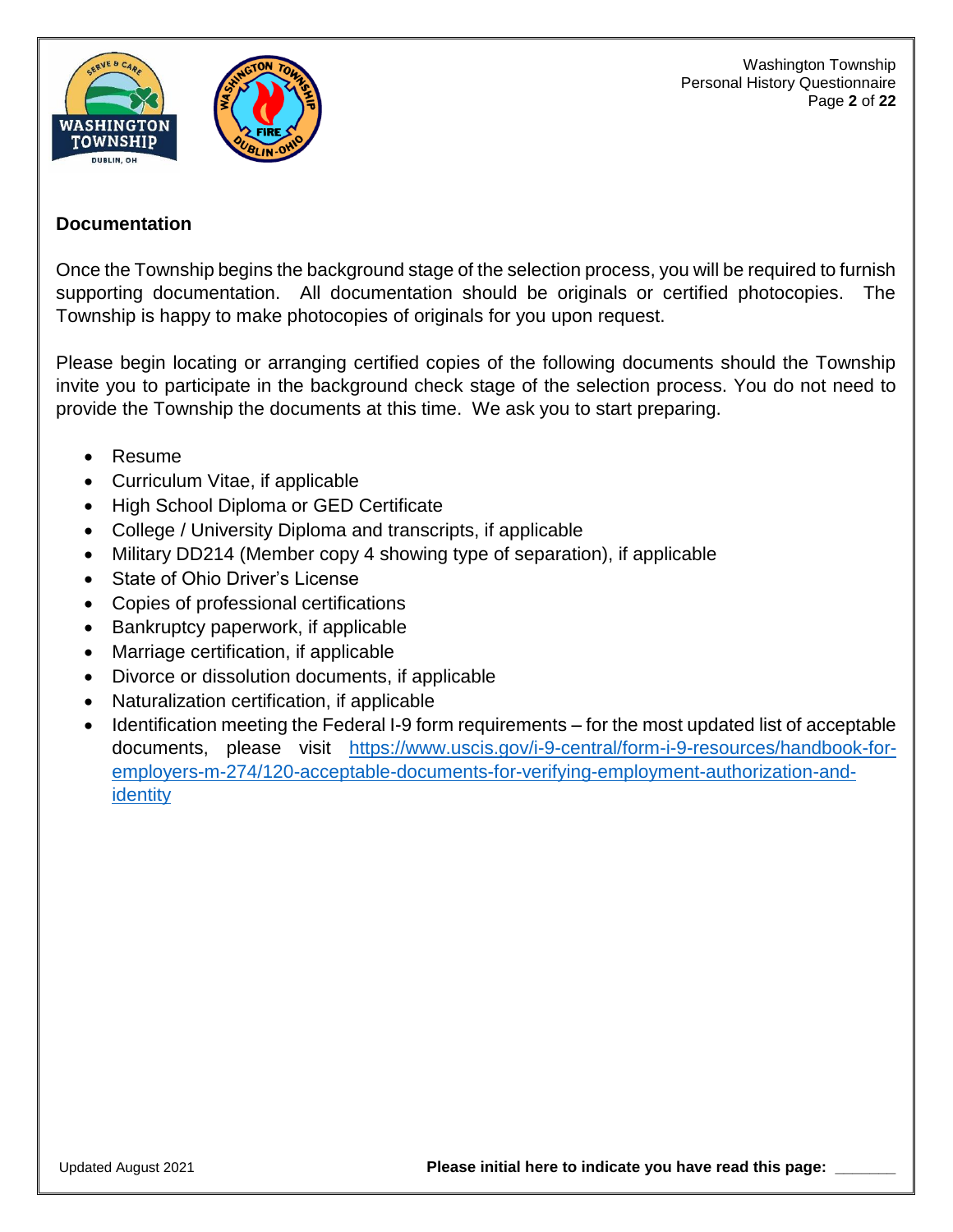## Documentation

Once the Township begins the background stage of the selection process, you will be required to furnish supporting documentation. All documentation should be originals or certified photocopies. The Township is happy to make photocopies of originals for you upon request.

Please begin locating or arranging certified copies of the following documents should the Township invite you to participate in the background check stage of the selection process. You do not need to provide the Township the documents at this time. We ask you to start preparing.

- Resume
- Curriculum Vitae, if applicable
- High School Diploma or GED Certificate
- College / University Diploma and transcripts, if applicable
- Military DD214 (Member copy 4 showing type of separation), if applicable
- State of Ohio Driver's License
- Copies of professional certifications
- Bankruptcy paperwork, if applicable
- Marriage certification, if applicable
- Divorce or dissolution documents, if applicable
- Naturalization certification, if applicable
- Identification meeting the Federal I-9 form requirements – for the most updated list of acceptable documents, please visit https://www.uscis.gov/i-9-central/form-i-9-resources/handbook-for-employers-m-274/120-acceptable-documents-for-verifying-employment-authorization-and-identity

Updated August 2021

**Please initial here to indicate you have read this page:** _______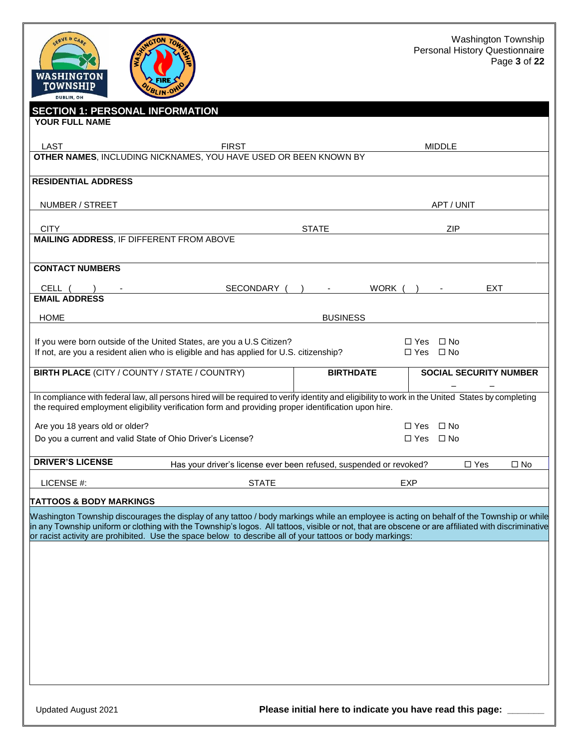## SECTION 1: PERSONAL INFORMATION

**YOUR FULL NAME**

LAST FIRST MIDDLE

**OTHER NAMES**, INCLUDING NICKNAMES, YOU HAVE USED OR BEEN KNOWN BY

**RESIDENTIAL ADDRESS**

NUMBER / STREET APT / UNIT

CITY STATE ZIP

**MAILING ADDRESS**, IF DIFFERENT FROM ABOVE

**CONTACT NUMBERS**

CELL ( ) - SECONDARY ( ) - WORK ( ) - EXT

**EMAIL ADDRESS**

HOME BUSINESS

If you were born outside of the United States, are you a U.S Citizen? ☐ Yes ☐ No
If not, are you a resident alien who is eligible and has applied for U.S. citizenship? ☐ Yes ☐ No

| **BIRTH PLACE** (CITY / COUNTY / STATE / COUNTRY) | **BIRTHDATE** | **SOCIAL SECURITY NUMBER** |
| --- | --- | --- |
| | | – – |

In compliance with federal law, all persons hired will be required to verify identity and eligibility to work in the United States by completing the required employment eligibility verification form and providing proper identification upon hire.

Are you 18 years old or older? ☐ Yes ☐ No
Do you a current and valid State of Ohio Driver's License? ☐ Yes ☐ No

**DRIVER'S LICENSE** Has your driver's license ever been refused, suspended or revoked? ☐ Yes ☐ No

LICENSE #: STATE EXP

**TATTOOS & BODY MARKINGS**

Washington Township discourages the display of any tattoo / body markings while an employee is acting on behalf of the Township or while in any Township uniform or clothing with the Township's logos. All tattoos, visible or not, that are obscene or are affiliated with discriminative or racist activity are prohibited. Use the space below to describe all of your tattoos or body markings:

Updated August 2021

**Please initial here to indicate you have read this page:** _______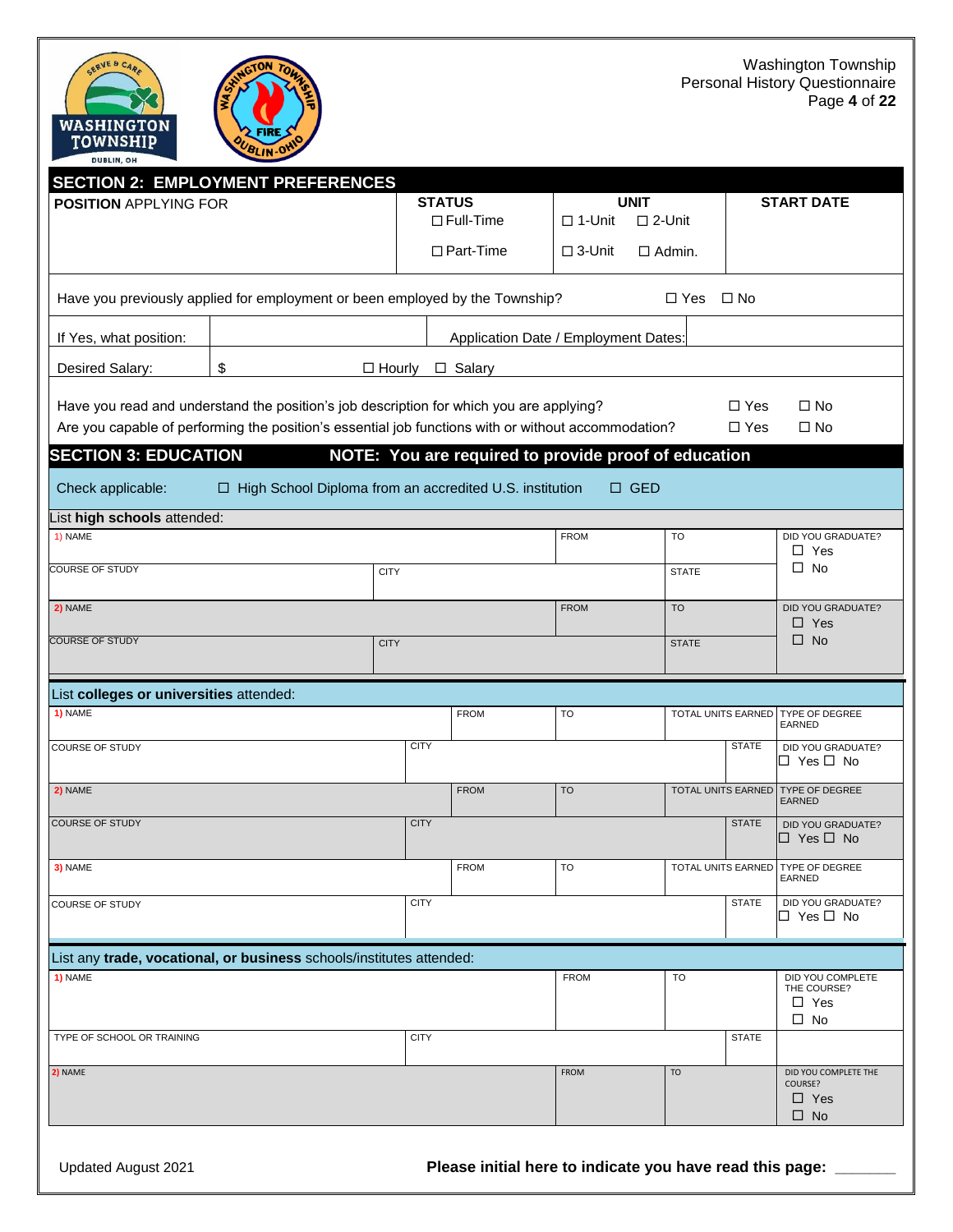## SECTION 2: EMPLOYMENT PREFERENCES

| POSITION APPLYING FOR | STATUS | UNIT | START DATE |
|---|---|---|---|
| | ☐ Full-Time ☐ Part-Time | ☐ 1-Unit ☐ 2-Unit ☐ 3-Unit ☐ Admin. | |

Have you previously applied for employment or been employed by the Township? ☐ Yes ☐ No

| If Yes, what position: | | Application Date / Employment Dates: | |
|---|---|---|---|
| Desired Salary: | $ ☐ Hourly ☐ Salary | | |

Have you read and understand the position's job description for which you are applying? ☐ Yes ☐ No

Are you capable of performing the position's essential job functions with or without accommodation? ☐ Yes ☐ No

## SECTION 3: EDUCATION — NOTE: You are required to provide proof of education

Check applicable: ☐ High School Diploma from an accredited U.S. institution ☐ GED

List **high schools** attended:

| 1) NAME | | FROM | TO | DID YOU GRADUATE? ☐ Yes ☐ No |
|---|---|---|---|---|
| COURSE OF STUDY | CITY | | STATE | |
| 2) NAME | | FROM | TO | DID YOU GRADUATE? ☐ Yes ☐ No |
| COURSE OF STUDY | CITY | | STATE | |

List **colleges or universities** attended:

| 1) NAME | FROM | TO | TOTAL UNITS EARNED | TYPE OF DEGREE EARNED |
|---|---|---|---|---|
| COURSE OF STUDY | CITY | | STATE | DID YOU GRADUATE? ☐ Yes ☐ No |
| 2) NAME | FROM | TO | TOTAL UNITS EARNED | TYPE OF DEGREE EARNED |
| COURSE OF STUDY | CITY | | STATE | DID YOU GRADUATE? ☐ Yes ☐ No |
| 3) NAME | FROM | TO | TOTAL UNITS EARNED | TYPE OF DEGREE EARNED |
| COURSE OF STUDY | CITY | | STATE | DID YOU GRADUATE? ☐ Yes ☐ No |

List any **trade, vocational, or business** schools/institutes attended:

| 1) NAME | | FROM | TO | DID YOU COMPLETE THE COURSE? ☐ Yes ☐ No |
|---|---|---|---|---|
| TYPE OF SCHOOL OR TRAINING | CITY | | STATE | |
| 2) NAME | | FROM | TO | DID YOU COMPLETE THE COURSE? ☐ Yes ☐ No |

Updated August 2021

**Please initial here to indicate you have read this page:** _______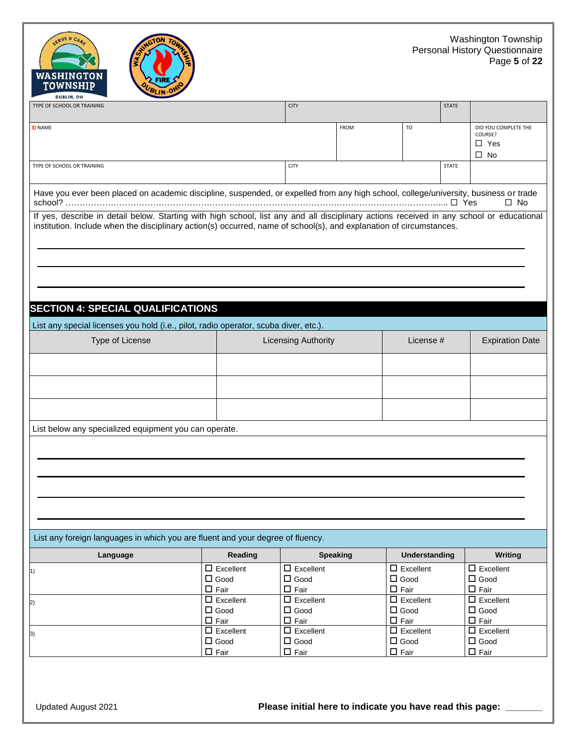| TYPE OF SCHOOL OR TRAINING | CITY | | | STATE | |
|---|---|---|---|---|---|
| **3)** NAME | | FROM | TO | | DID YOU COMPLETE THE COURSE? ☐ Yes ☐ No |
| TYPE OF SCHOOL OR TRAINING | CITY | | | STATE | |

Have you ever been placed on academic discipline, suspended, or expelled from any high school, college/university, business or trade school? ............................................................................................................................................ ☐ Yes ☐ No

If yes, describe in detail below. Starting with high school, list any and all disciplinary actions received in any school or educational institution. Include when the disciplinary action(s) occurred, name of school(s), and explanation of circumstances.

______________________________________________________________________

______________________________________________________________________

______________________________________________________________________

## SECTION 4: SPECIAL QUALIFICATIONS

List any special licenses you hold (i.e., pilot, radio operator, scuba diver, etc.).

| Type of License | Licensing Authority | License # | Expiration Date |
|---|---|---|---|
| | | | |
| | | | |
| | | | |

List below any specialized equipment you can operate.

______________________________________________________________________

______________________________________________________________________

______________________________________________________________________

______________________________________________________________________

List any foreign languages in which you are fluent and your degree of fluency.

| Language | Reading | Speaking | Understanding | Writing |
|---|---|---|---|---|
| 1) | ☐ Excellent ☐ Good ☐ Fair | ☐ Excellent ☐ Good ☐ Fair | ☐ Excellent ☐ Good ☐ Fair | ☐ Excellent ☐ Good ☐ Fair |
| 2) | ☐ Excellent ☐ Good ☐ Fair | ☐ Excellent ☐ Good ☐ Fair | ☐ Excellent ☐ Good ☐ Fair | ☐ Excellent ☐ Good ☐ Fair |
| 3) | ☐ Excellent ☐ Good ☐ Fair | ☐ Excellent ☐ Good ☐ Fair | ☐ Excellent ☐ Good ☐ Fair | ☐ Excellent ☐ Good ☐ Fair |

**Please initial here to indicate you have read this page:** _______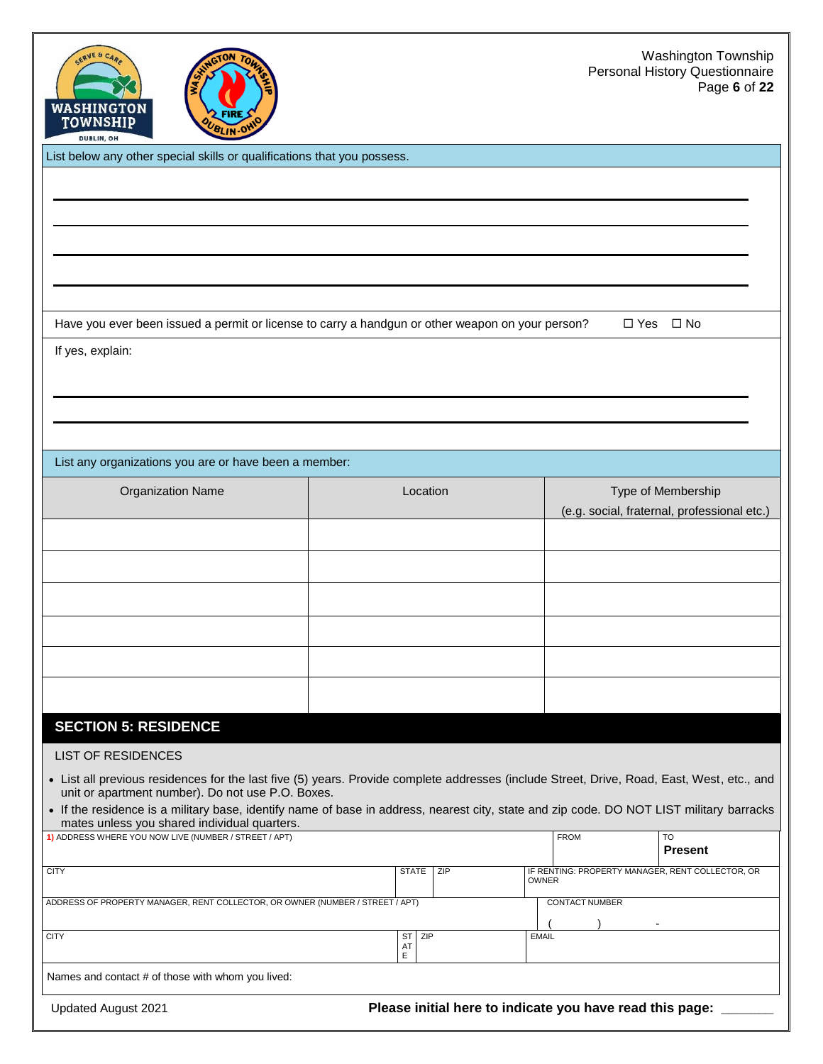List below any other special skills or qualifications that you possess.

______________________________________________________________________

______________________________________________________________________

______________________________________________________________________

______________________________________________________________________

Have you ever been issued a permit or license to carry a handgun or other weapon on your person? ☐ Yes ☐ No

If yes, explain:

______________________________________________________________________

______________________________________________________________________

List any organizations you are or have been a member:

| Organization Name | Location | Type of Membership (e.g. social, fraternal, professional etc.) |
|---|---|---|
| | | |
| | | |
| | | |
| | | |
| | | |
| | | |

## SECTION 5: RESIDENCE

LIST OF RESIDENCES

- List all previous residences for the last five (5) years. Provide complete addresses (include Street, Drive, Road, East, West, etc., and unit or apartment number). Do not use P.O. Boxes.
- If the residence is a military base, identify name of base in address, nearest city, state and zip code. DO NOT LIST military barracks mates unless you shared individual quarters.

| 1) ADDRESS WHERE YOU NOW LIVE (NUMBER / STREET / APT) | | | FROM | TO **Present** |
|---|---|---|---|---|
| CITY | STATE | ZIP | IF RENTING: PROPERTY MANAGER, RENT COLLECTOR, OR OWNER | |
| ADDRESS OF PROPERTY MANAGER, RENT COLLECTOR, OR OWNER (NUMBER / STREET / APT) | | | CONTACT NUMBER ( ) - | |
| CITY | STATE | ZIP | EMAIL | |
| Names and contact # of those with whom you lived: | | | | |

Updated August 2021

**Please initial here to indicate you have read this page:** _______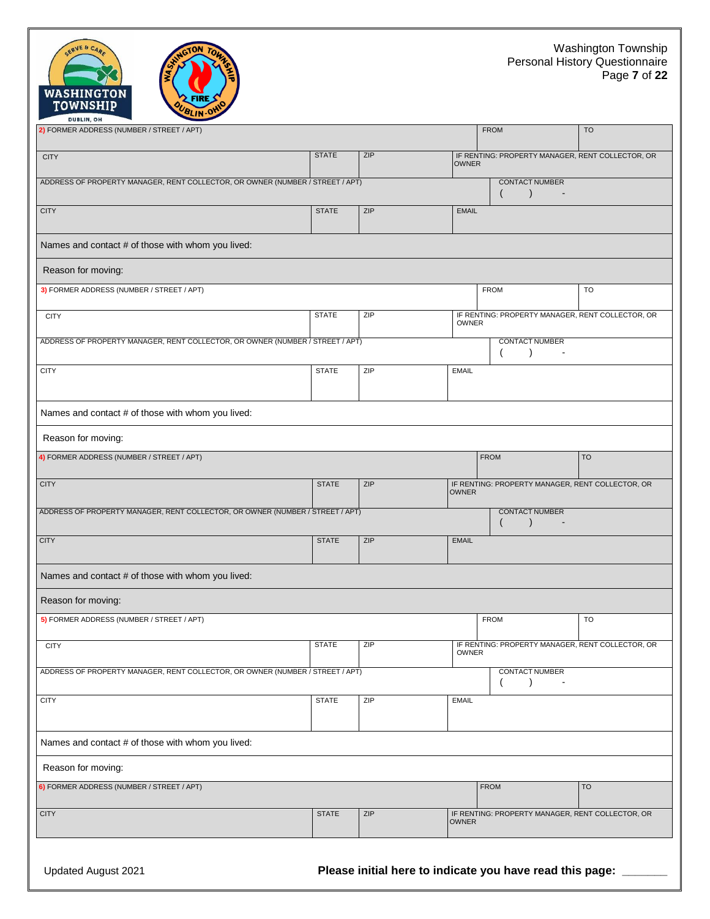| 2) FORMER ADDRESS (NUMBER / STREET / APT) | | | FROM | TO |
|---|---|---|---|---|
| CITY | STATE | ZIP | IF RENTING: PROPERTY MANAGER, RENT COLLECTOR, OR OWNER | |
| ADDRESS OF PROPERTY MANAGER, RENT COLLECTOR, OR OWNER (NUMBER / STREET / APT) | | | CONTACT NUMBER ( ) - | |
| CITY | STATE | ZIP | EMAIL | |
| Names and contact # of those with whom you lived: | | | | |
| Reason for moving: | | | | |

| 3) FORMER ADDRESS (NUMBER / STREET / APT) | | | FROM | TO |
|---|---|---|---|---|
| CITY | STATE | ZIP | IF RENTING: PROPERTY MANAGER, RENT COLLECTOR, OR OWNER | |
| ADDRESS OF PROPERTY MANAGER, RENT COLLECTOR, OR OWNER (NUMBER / STREET / APT) | | | CONTACT NUMBER ( ) - | |
| CITY | STATE | ZIP | EMAIL | |
| Names and contact # of those with whom you lived: | | | | |
| Reason for moving: | | | | |

| 4) FORMER ADDRESS (NUMBER / STREET / APT) | | | FROM | TO |
|---|---|---|---|---|
| CITY | STATE | ZIP | IF RENTING: PROPERTY MANAGER, RENT COLLECTOR, OR OWNER | |
| ADDRESS OF PROPERTY MANAGER, RENT COLLECTOR, OR OWNER (NUMBER / STREET / APT) | | | CONTACT NUMBER ( ) - | |
| CITY | STATE | ZIP | EMAIL | |
| Names and contact # of those with whom you lived: | | | | |
| Reason for moving: | | | | |

| 5) FORMER ADDRESS (NUMBER / STREET / APT) | | | FROM | TO |
|---|---|---|---|---|
| CITY | STATE | ZIP | IF RENTING: PROPERTY MANAGER, RENT COLLECTOR, OR OWNER | |
| ADDRESS OF PROPERTY MANAGER, RENT COLLECTOR, OR OWNER (NUMBER / STREET / APT) | | | CONTACT NUMBER ( ) - | |
| CITY | STATE | ZIP | EMAIL | |
| Names and contact # of those with whom you lived: | | | | |
| Reason for moving: | | | | |

| 6) FORMER ADDRESS (NUMBER / STREET / APT) | | | FROM | TO |
|---|---|---|---|---|
| CITY | STATE | ZIP | IF RENTING: PROPERTY MANAGER, RENT COLLECTOR, OR OWNER | |

Updated August 2021

**Please initial here to indicate you have read this page: \_\_\_\_\_\_\_**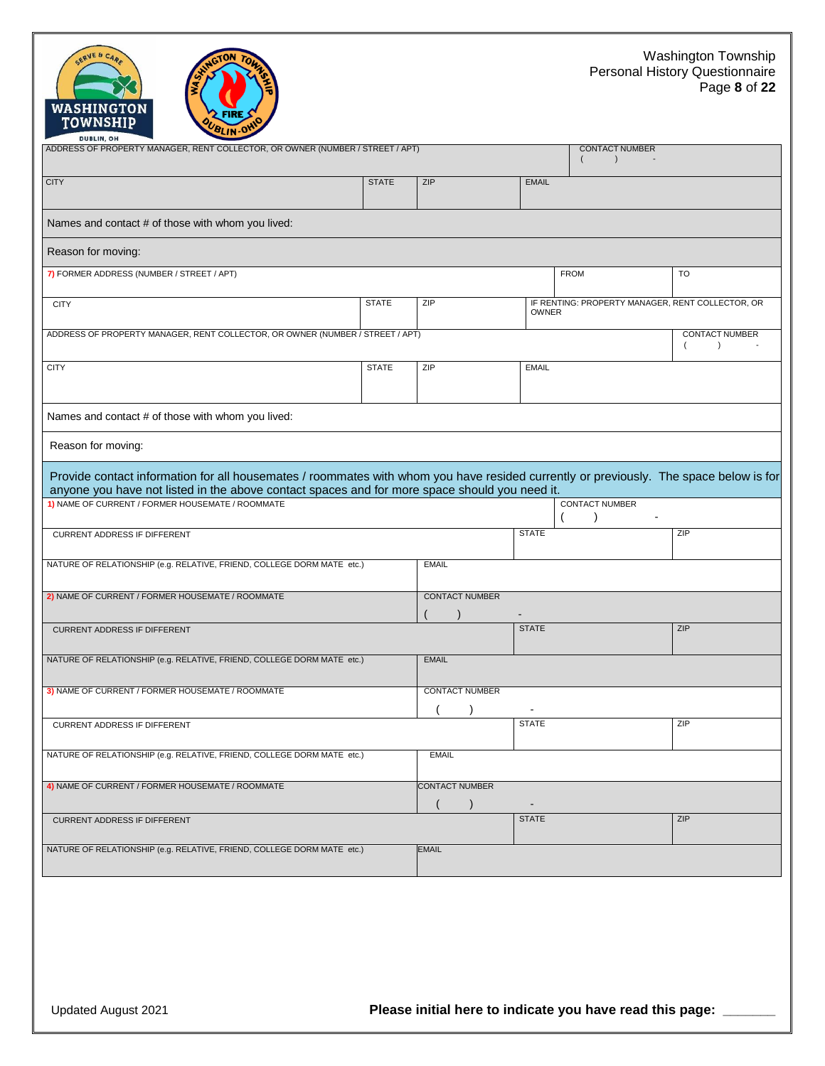| ADDRESS OF PROPERTY MANAGER, RENT COLLECTOR, OR OWNER (NUMBER / STREET / APT) | | | CONTACT NUMBER ( ) - |
|---|---|---|---|
| CITY | STATE | ZIP | EMAIL |

Names and contact # of those with whom you lived:

Reason for moving:

| 7) FORMER ADDRESS (NUMBER / STREET / APT) | | | FROM | TO |
|---|---|---|---|---|
| CITY | STATE | ZIP | IF RENTING: PROPERTY MANAGER, RENT COLLECTOR, OR OWNER | |

| ADDRESS OF PROPERTY MANAGER, RENT COLLECTOR, OR OWNER (NUMBER / STREET / APT) | | | CONTACT NUMBER ( ) - |
|---|---|---|---|
| CITY | STATE | ZIP | EMAIL |

Names and contact # of those with whom you lived:

Reason for moving:

Provide contact information for all housemates / roommates with whom you have resided currently or previously. The space below is for anyone you have not listed in the above contact spaces and for more space should you need it.

| 1) NAME OF CURRENT / FORMER HOUSEMATE / ROOMMATE | | CONTACT NUMBER ( ) - |
|---|---|---|
| CURRENT ADDRESS IF DIFFERENT | STATE | ZIP |
| NATURE OF RELATIONSHIP (e.g. RELATIVE, FRIEND, COLLEGE DORM MATE etc.) | EMAIL | |

| 2) NAME OF CURRENT / FORMER HOUSEMATE / ROOMMATE | CONTACT NUMBER ( ) - | |
|---|---|---|
| CURRENT ADDRESS IF DIFFERENT | STATE | ZIP |
| NATURE OF RELATIONSHIP (e.g. RELATIVE, FRIEND, COLLEGE DORM MATE etc.) | EMAIL | |

| 3) NAME OF CURRENT / FORMER HOUSEMATE / ROOMMATE | CONTACT NUMBER ( ) - | |
|---|---|---|
| CURRENT ADDRESS IF DIFFERENT | STATE | ZIP |
| NATURE OF RELATIONSHIP (e.g. RELATIVE, FRIEND, COLLEGE DORM MATE etc.) | EMAIL | |

| 4) NAME OF CURRENT / FORMER HOUSEMATE / ROOMMATE | CONTACT NUMBER ( ) - | |
|---|---|---|
| CURRENT ADDRESS IF DIFFERENT | STATE | ZIP |
| NATURE OF RELATIONSHIP (e.g. RELATIVE, FRIEND, COLLEGE DORM MATE etc.) | EMAIL | |

Updated August 2021

**Please initial here to indicate you have read this page: _______**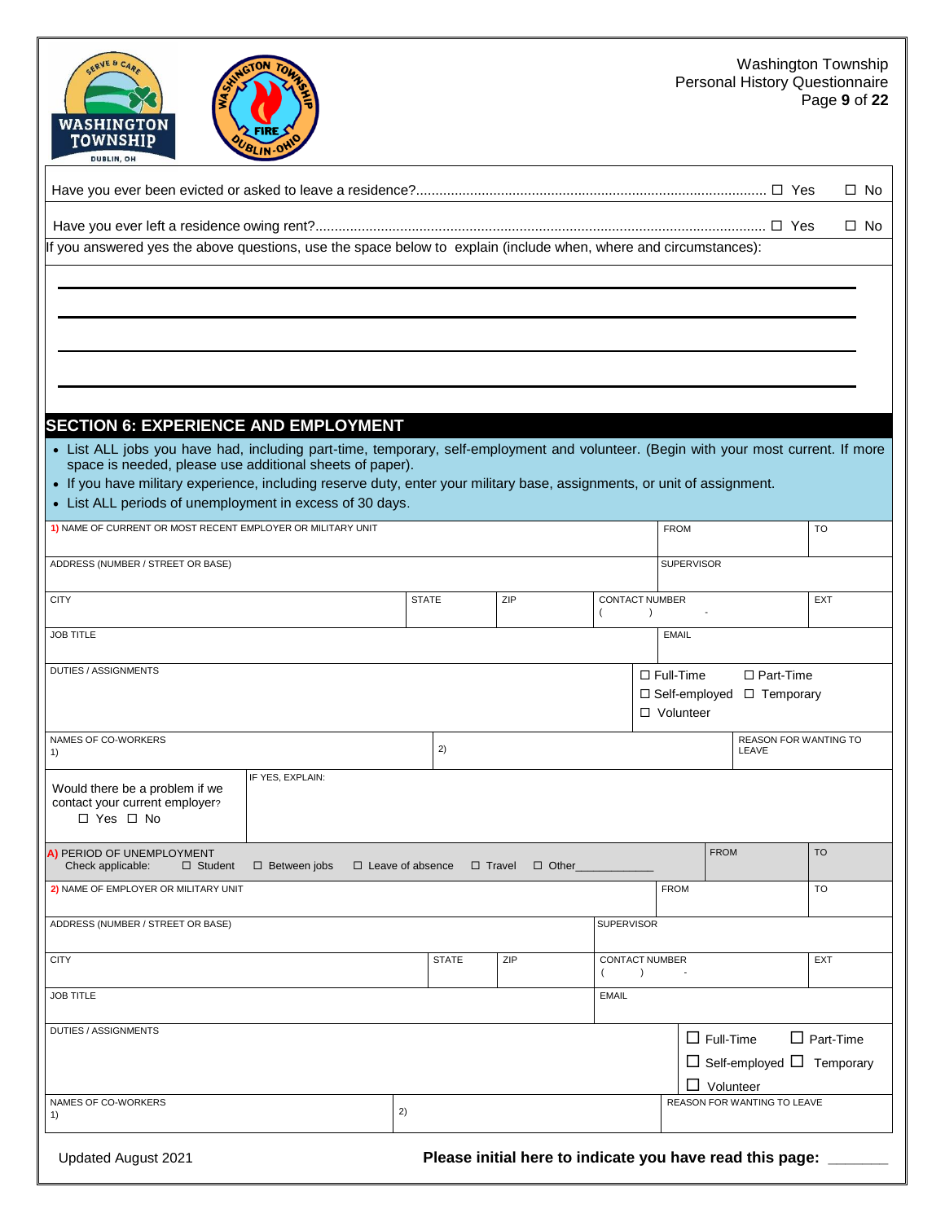Have you ever been evicted or asked to leave a residence?..................................................................................... ☐ Yes ☐ No

Have you ever left a residence owing rent?..................................................................................................................... ☐ Yes ☐ No

If you answered yes the above questions, use the space below to explain (include when, where and circumstances):

______________________________________________________________________________

______________________________________________________________________________

______________________________________________________________________________

______________________________________________________________________________

## SECTION 6: EXPERIENCE AND EMPLOYMENT

- List ALL jobs you have had, including part-time, temporary, self-employment and volunteer. (Begin with your most current. If more space is needed, please use additional sheets of paper).
- If you have military experience, including reserve duty, enter your military base, assignments, or unit of assignment.
- List ALL periods of unemployment in excess of 30 days.

| | | | | |
|---|---|---|---|---|
| 1) NAME OF CURRENT OR MOST RECENT EMPLOYER OR MILITARY UNIT | | | FROM | TO |
| ADDRESS (NUMBER / STREET OR BASE) | | | SUPERVISOR | |
| CITY | STATE | ZIP | CONTACT NUMBER ( ) - | EXT |
| JOB TITLE | | | EMAIL | |
| DUTIES / ASSIGNMENTS | | | ☐ Full-Time ☐ Part-Time ☐ Self-employed ☐ Temporary ☐ Volunteer | |
| NAMES OF CO-WORKERS 1) | 2) | | REASON FOR WANTING TO LEAVE | |
| Would there be a problem if we contact your current employer? ☐ Yes ☐ No | IF YES, EXPLAIN: | | | |
| A) PERIOD OF UNEMPLOYMENT Check applicable: ☐ Student ☐ Between jobs ☐ Leave of absence ☐ Travel ☐ Other____________ | | | FROM | TO |
| 2) NAME OF EMPLOYER OR MILITARY UNIT | | | FROM | TO |
| ADDRESS (NUMBER / STREET OR BASE) | | | SUPERVISOR | |
| CITY | STATE | ZIP | CONTACT NUMBER ( ) - | EXT |
| JOB TITLE | | | EMAIL | |
| DUTIES / ASSIGNMENTS | | | ☐ Full-Time ☐ Part-Time ☐ Self-employed ☐ Temporary ☐ Volunteer | |
| NAMES OF CO-WORKERS 1) | 2) | | REASON FOR WANTING TO LEAVE | |

Updated August 2021

**Please initial here to indicate you have read this page:** _______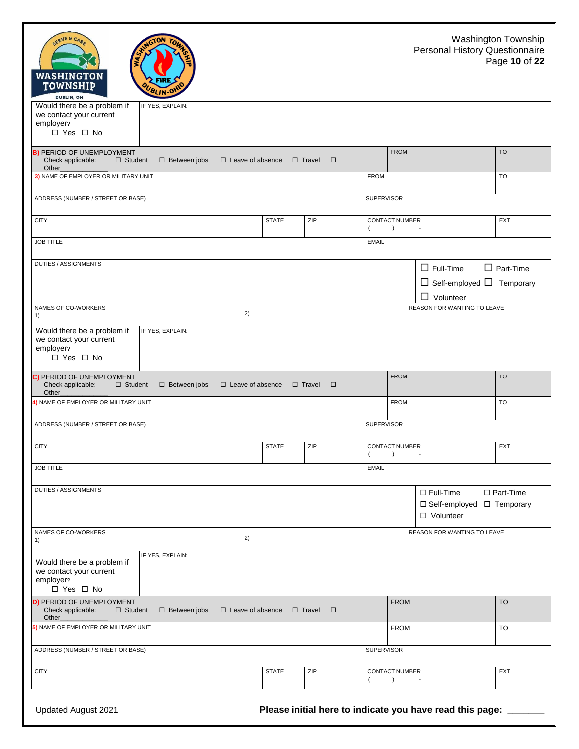Washington Township
Personal History Questionnaire

| Would there be a problem if we contact your current employer? ☐ Yes ☐ No | IF YES, EXPLAIN: | | | | |
|---|---|---|---|---|---|
| **B) PERIOD OF UNEMPLOYMENT** Check applicable: ☐ Student ☐ Between jobs ☐ Leave of absence ☐ Travel ☐ Other_____________ | | | | FROM | TO |
| **3)** NAME OF EMPLOYER OR MILITARY UNIT | | | | FROM | TO |
| ADDRESS (NUMBER / STREET OR BASE) | | | | SUPERVISOR | |
| CITY | | STATE | ZIP | CONTACT NUMBER ( ) - | EXT |
| JOB TITLE | | | | EMAIL | |
| DUTIES / ASSIGNMENTS | | | | ☐ Full-Time ☐ Part-Time ☐ Self-employed ☐ Temporary ☐ Volunteer | |
| NAMES OF CO-WORKERS 1) | 2) | | | REASON FOR WANTING TO LEAVE | |
| Would there be a problem if we contact your current employer? ☐ Yes ☐ No | IF YES, EXPLAIN: | | | | |
| **C) PERIOD OF UNEMPLOYMENT** Check applicable: ☐ Student ☐ Between jobs ☐ Leave of absence ☐ Travel ☐ Other_____________ | | | | FROM | TO |
| **4)** NAME OF EMPLOYER OR MILITARY UNIT | | | | FROM | TO |
| ADDRESS (NUMBER / STREET OR BASE) | | | | SUPERVISOR | |
| CITY | | STATE | ZIP | CONTACT NUMBER ( ) - | EXT |
| JOB TITLE | | | | EMAIL | |
| DUTIES / ASSIGNMENTS | | | | ☐ Full-Time ☐ Part-Time ☐ Self-employed ☐ Temporary ☐ Volunteer | |
| NAMES OF CO-WORKERS 1) | 2) | | | REASON FOR WANTING TO LEAVE | |
| Would there be a problem if we contact your current employer? ☐ Yes ☐ No | IF YES, EXPLAIN: | | | | |
| **D) PERIOD OF UNEMPLOYMENT** Check applicable: ☐ Student ☐ Between jobs ☐ Leave of absence ☐ Travel ☐ Other_____________ | | | | FROM | TO |
| **5)** NAME OF EMPLOYER OR MILITARY UNIT | | | | FROM | TO |
| ADDRESS (NUMBER / STREET OR BASE) | | | | SUPERVISOR | |
| CITY | | STATE | ZIP | CONTACT NUMBER ( ) - | EXT |

Updated August 2021

**Please initial here to indicate you have read this page: _______**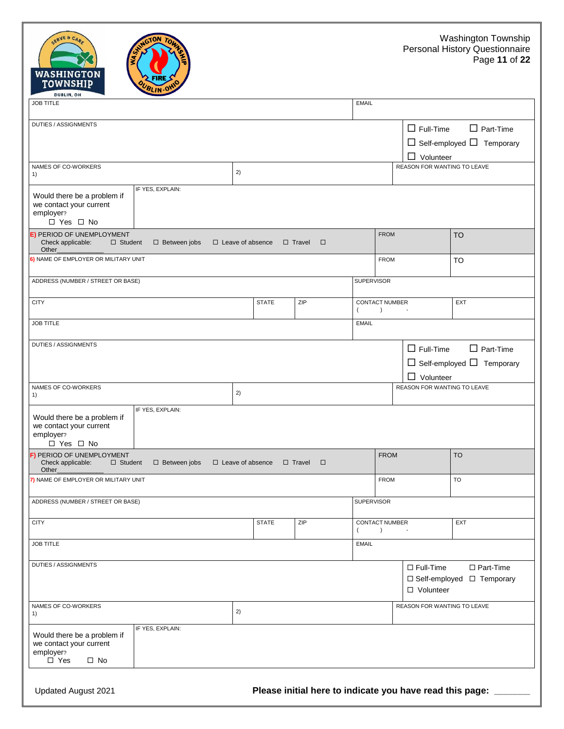Washington Township
Personal History Questionnaire

| JOB TITLE | EMAIL |
|---|---|
| DUTIES / ASSIGNMENTS | ☐ Full-Time ☐ Part-Time ☐ Self-employed ☐ Temporary ☐ Volunteer |

| NAMES OF CO-WORKERS 1) | 2) | REASON FOR WANTING TO LEAVE |
|---|---|---|

| Would there be a problem if we contact your current employer? ☐ Yes ☐ No | IF YES, EXPLAIN: |
|---|---|

| E) PERIOD OF UNEMPLOYMENT Check applicable: ☐ Student ☐ Between jobs ☐ Leave of absence ☐ Travel ☐ Other________ | FROM | TO |
|---|---|---|
| 6) NAME OF EMPLOYER OR MILITARY UNIT | FROM | TO |

| ADDRESS (NUMBER / STREET OR BASE) | | | SUPERVISOR | |
|---|---|---|---|---|
| CITY | STATE | ZIP | CONTACT NUMBER ( ) - | EXT |
| JOB TITLE | | | EMAIL | |

| DUTIES / ASSIGNMENTS | ☐ Full-Time ☐ Part-Time ☐ Self-employed ☐ Temporary ☐ Volunteer |
|---|---|

| NAMES OF CO-WORKERS 1) | 2) | REASON FOR WANTING TO LEAVE |
|---|---|---|

| Would there be a problem if we contact your current employer? ☐ Yes ☐ No | IF YES, EXPLAIN: |
|---|---|

| F) PERIOD OF UNEMPLOYMENT Check applicable: ☐ Student ☐ Between jobs ☐ Leave of absence ☐ Travel ☐ Other________ | FROM | TO |
|---|---|---|
| 7) NAME OF EMPLOYER OR MILITARY UNIT | FROM | TO |

| ADDRESS (NUMBER / STREET OR BASE) | | | SUPERVISOR | |
|---|---|---|---|---|
| CITY | STATE | ZIP | CONTACT NUMBER ( ) - | EXT |
| JOB TITLE | | | EMAIL | |

| DUTIES / ASSIGNMENTS | ☐ Full-Time ☐ Part-Time ☐ Self-employed ☐ Temporary ☐ Volunteer |
|---|---|

| NAMES OF CO-WORKERS 1) | 2) | REASON FOR WANTING TO LEAVE |
|---|---|---|

| Would there be a problem if we contact your current employer? ☐ Yes ☐ No | IF YES, EXPLAIN: |
|---|---|

Updated August 2021

**Please initial here to indicate you have read this page: _______**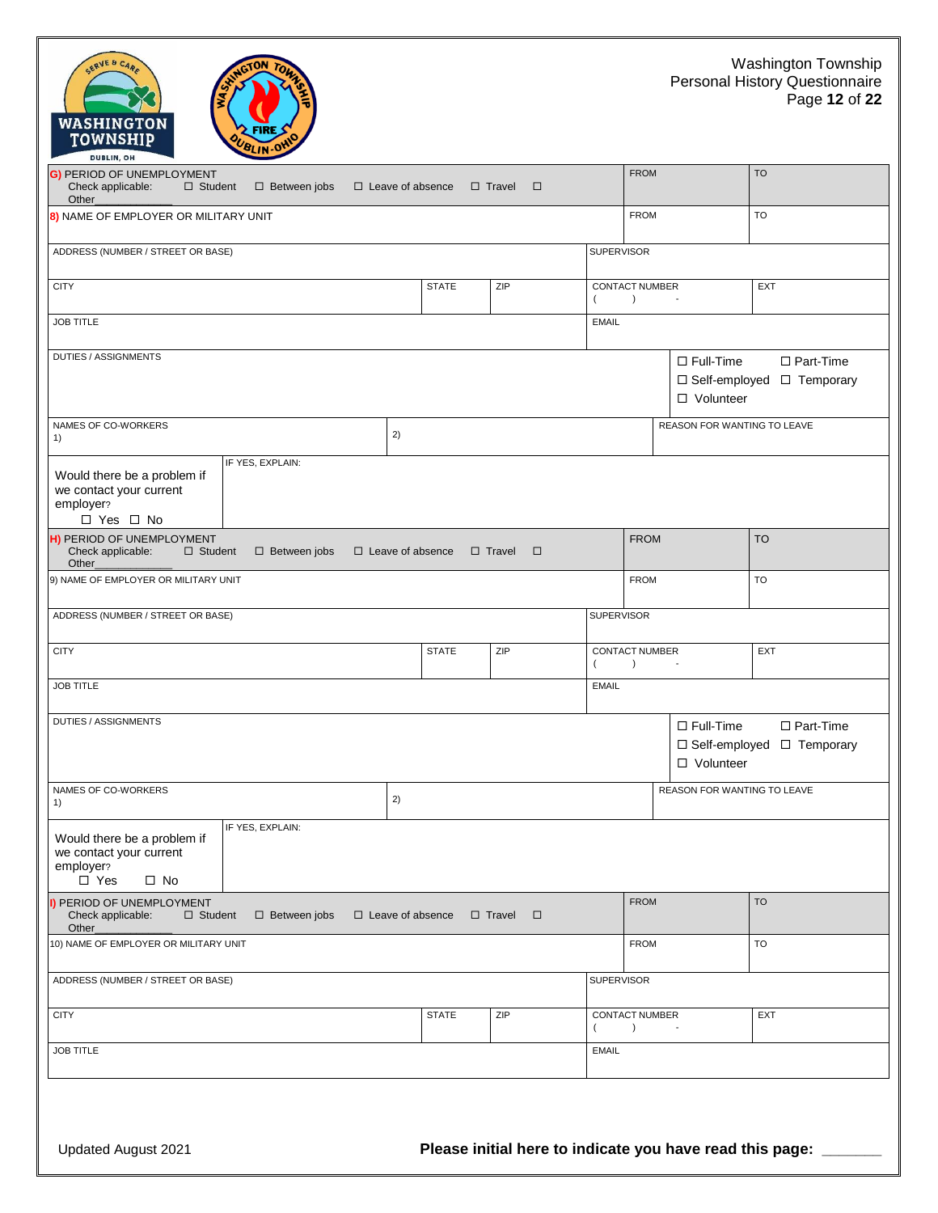Washington Township
Personal History Questionnaire

| G) PERIOD OF UNEMPLOYMENT<br>Check applicable: ☐ Student ☐ Between jobs ☐ Leave of absence ☐ Travel ☐ Other_______ | FROM | TO |
|---|---|---|

| 8) NAME OF EMPLOYER OR MILITARY UNIT | | | FROM | TO |
|---|---|---|---|---|
| ADDRESS (NUMBER / STREET OR BASE) | | | SUPERVISOR | |
| CITY | STATE | ZIP | CONTACT NUMBER<br>( ) - | EXT |
| JOB TITLE | | | EMAIL | |
| DUTIES / ASSIGNMENTS | | | ☐ Full-Time ☐ Part-Time<br>☐ Self-employed ☐ Temporary<br>☐ Volunteer | |
| NAMES OF CO-WORKERS<br>1) | 2) | | REASON FOR WANTING TO LEAVE | |
| Would there be a problem if we contact your current employer?<br>☐ Yes ☐ No | IF YES, EXPLAIN: | | | |

| H) PERIOD OF UNEMPLOYMENT<br>Check applicable: ☐ Student ☐ Between jobs ☐ Leave of absence ☐ Travel ☐ Other_______ | FROM | TO |
|---|---|---|

| 9) NAME OF EMPLOYER OR MILITARY UNIT | | | FROM | TO |
|---|---|---|---|---|
| ADDRESS (NUMBER / STREET OR BASE) | | | SUPERVISOR | |
| CITY | STATE | ZIP | CONTACT NUMBER<br>( ) - | EXT |
| JOB TITLE | | | EMAIL | |
| DUTIES / ASSIGNMENTS | | | ☐ Full-Time ☐ Part-Time<br>☐ Self-employed ☐ Temporary<br>☐ Volunteer | |
| NAMES OF CO-WORKERS<br>1) | 2) | | REASON FOR WANTING TO LEAVE | |
| Would there be a problem if we contact your current employer?<br>☐ Yes ☐ No | IF YES, EXPLAIN: | | | |

| I) PERIOD OF UNEMPLOYMENT<br>Check applicable: ☐ Student ☐ Between jobs ☐ Leave of absence ☐ Travel ☐ Other_______ | FROM | TO |
|---|---|---|

| 10) NAME OF EMPLOYER OR MILITARY UNIT | | | FROM | TO |
|---|---|---|---|---|
| ADDRESS (NUMBER / STREET OR BASE) | | | SUPERVISOR | |
| CITY | STATE | ZIP | CONTACT NUMBER<br>( ) - | EXT |
| JOB TITLE | | | EMAIL | |

Updated August 2021

**Please initial here to indicate you have read this page:** _______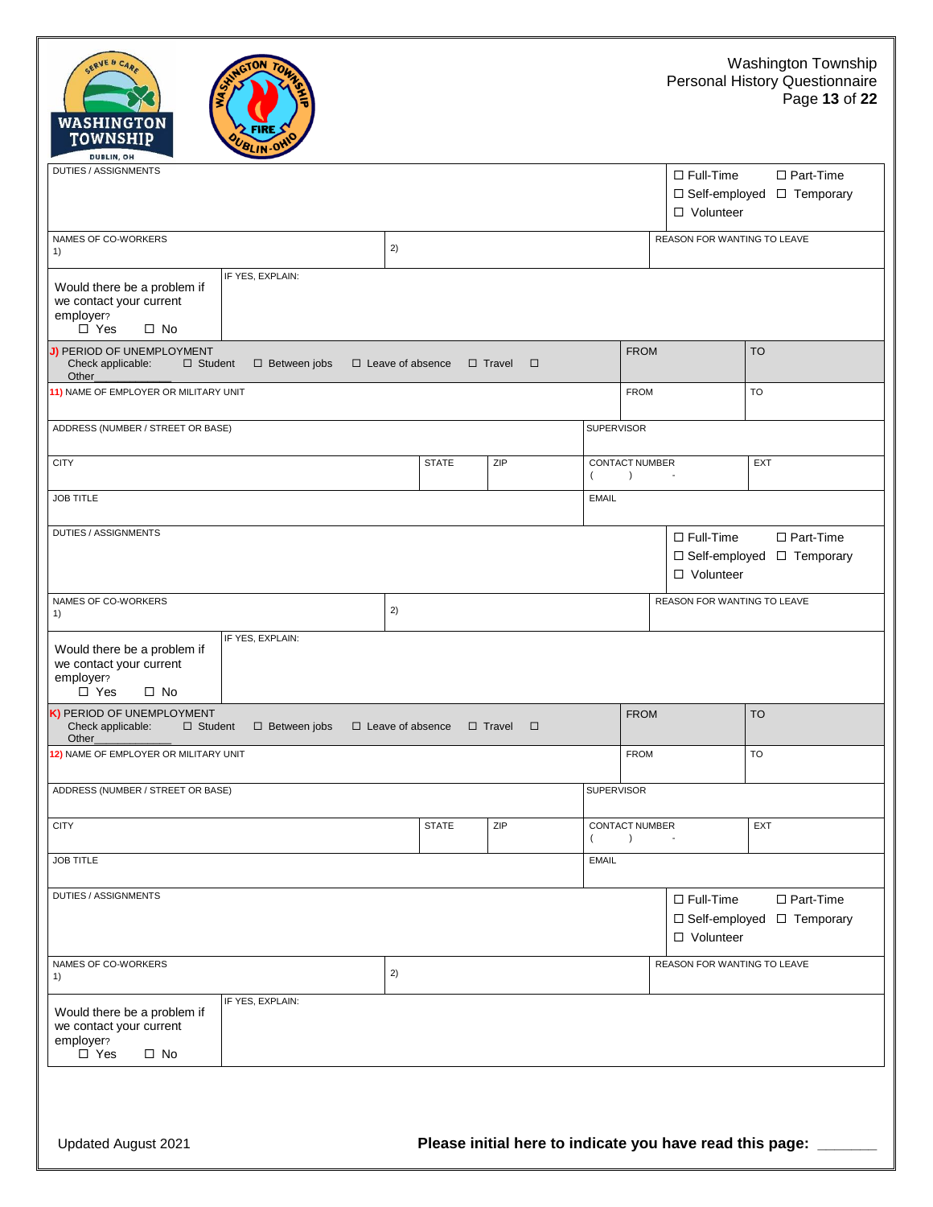Washington Township
Personal History Questionnaire

| DUTIES / ASSIGNMENTS | ☐ Full-Time ☐ Part-Time ☐ Self-employed ☐ Temporary ☐ Volunteer |
|---|---|
| NAMES OF CO-WORKERS 1) 2) | REASON FOR WANTING TO LEAVE |
| Would there be a problem if we contact your current employer? ☐ Yes ☐ No | IF YES, EXPLAIN: |

| J) PERIOD OF UNEMPLOYMENT Check applicable: ☐ Student ☐ Between jobs ☐ Leave of absence ☐ Travel ☐ Other___________ | FROM | TO |
|---|---|---|

| 11) NAME OF EMPLOYER OR MILITARY UNIT | | | FROM | TO |
|---|---|---|---|---|
| ADDRESS (NUMBER / STREET OR BASE) | | | SUPERVISOR | |
| CITY | STATE | ZIP | CONTACT NUMBER ( ) - | EXT |
| JOB TITLE | | | EMAIL | |

| DUTIES / ASSIGNMENTS | ☐ Full-Time ☐ Part-Time ☐ Self-employed ☐ Temporary ☐ Volunteer |
|---|---|
| NAMES OF CO-WORKERS 1) 2) | REASON FOR WANTING TO LEAVE |
| Would there be a problem if we contact your current employer? ☐ Yes ☐ No | IF YES, EXPLAIN: |

| K) PERIOD OF UNEMPLOYMENT Check applicable: ☐ Student ☐ Between jobs ☐ Leave of absence ☐ Travel ☐ Other___________ | FROM | TO |
|---|---|---|

| 12) NAME OF EMPLOYER OR MILITARY UNIT | | | FROM | TO |
|---|---|---|---|---|
| ADDRESS (NUMBER / STREET OR BASE) | | | SUPERVISOR | |
| CITY | STATE | ZIP | CONTACT NUMBER ( ) - | EXT |
| JOB TITLE | | | EMAIL | |

| DUTIES / ASSIGNMENTS | ☐ Full-Time ☐ Part-Time ☐ Self-employed ☐ Temporary ☐ Volunteer |
|---|---|
| NAMES OF CO-WORKERS 1) 2) | REASON FOR WANTING TO LEAVE |
| Would there be a problem if we contact your current employer? ☐ Yes ☐ No | IF YES, EXPLAIN: |

Updated August 2021

**Please initial here to indicate you have read this page: _______**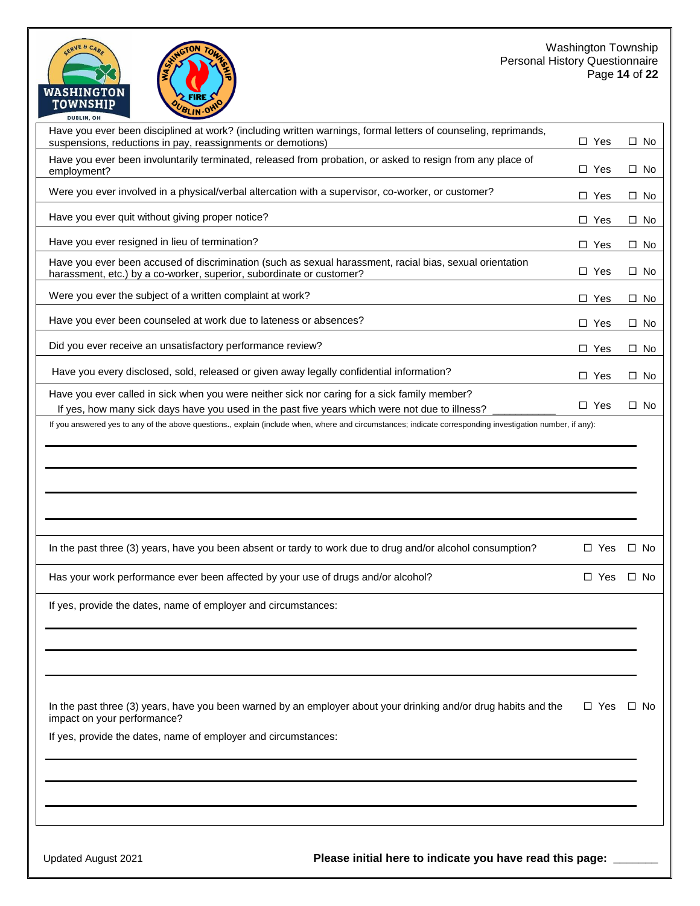| Question | Yes | No |
|---|---|---|
| Have you ever been disciplined at work? (including written warnings, formal letters of counseling, reprimands, suspensions, reductions in pay, reassignments or demotions) | ☐ Yes | ☐ No |
| Have you ever been involuntarily terminated, released from probation, or asked to resign from any place of employment? | ☐ Yes | ☐ No |
| Were you ever involved in a physical/verbal altercation with a supervisor, co-worker, or customer? | ☐ Yes | ☐ No |
| Have you ever quit without giving proper notice? | ☐ Yes | ☐ No |
| Have you ever resigned in lieu of termination? | ☐ Yes | ☐ No |
| Have you ever been accused of discrimination (such as sexual harassment, racial bias, sexual orientation harassment, etc.) by a co-worker, superior, subordinate or customer? | ☐ Yes | ☐ No |
| Were you ever the subject of a written complaint at work? | ☐ Yes | ☐ No |
| Have you ever been counseled at work due to lateness or absences? | ☐ Yes | ☐ No |
| Did you ever receive an unsatisfactory performance review? | ☐ Yes | ☐ No |
| Have you every disclosed, sold, released or given away legally confidential information? | ☐ Yes | ☐ No |
| Have you ever called in sick when you were neither sick nor caring for a sick family member? If yes, how many sick days have you used in the past five years which were not due to illness? __________ | ☐ Yes | ☐ No |

If you answered yes to any of the above questions., explain (include when, where and circumstances; indicate corresponding investigation number, if any):

______________________________________________________________________

______________________________________________________________________

______________________________________________________________________

______________________________________________________________________

| Question | Yes | No |
|---|---|---|
| In the past three (3) years, have you been absent or tardy to work due to drug and/or alcohol consumption? | ☐ Yes | ☐ No |
| Has your work performance ever been affected by your use of drugs and/or alcohol? | ☐ Yes | ☐ No |

If yes, provide the dates, name of employer and circumstances:

______________________________________________________________________

______________________________________________________________________

______________________________________________________________________

In the past three (3) years, have you been warned by an employer about your drinking and/or drug habits and the impact on your performance? ☐ Yes ☐ No

If yes, provide the dates, name of employer and circumstances:

______________________________________________________________________

______________________________________________________________________

______________________________________________________________________

Updated August 2021

**Please initial here to indicate you have read this page:** _______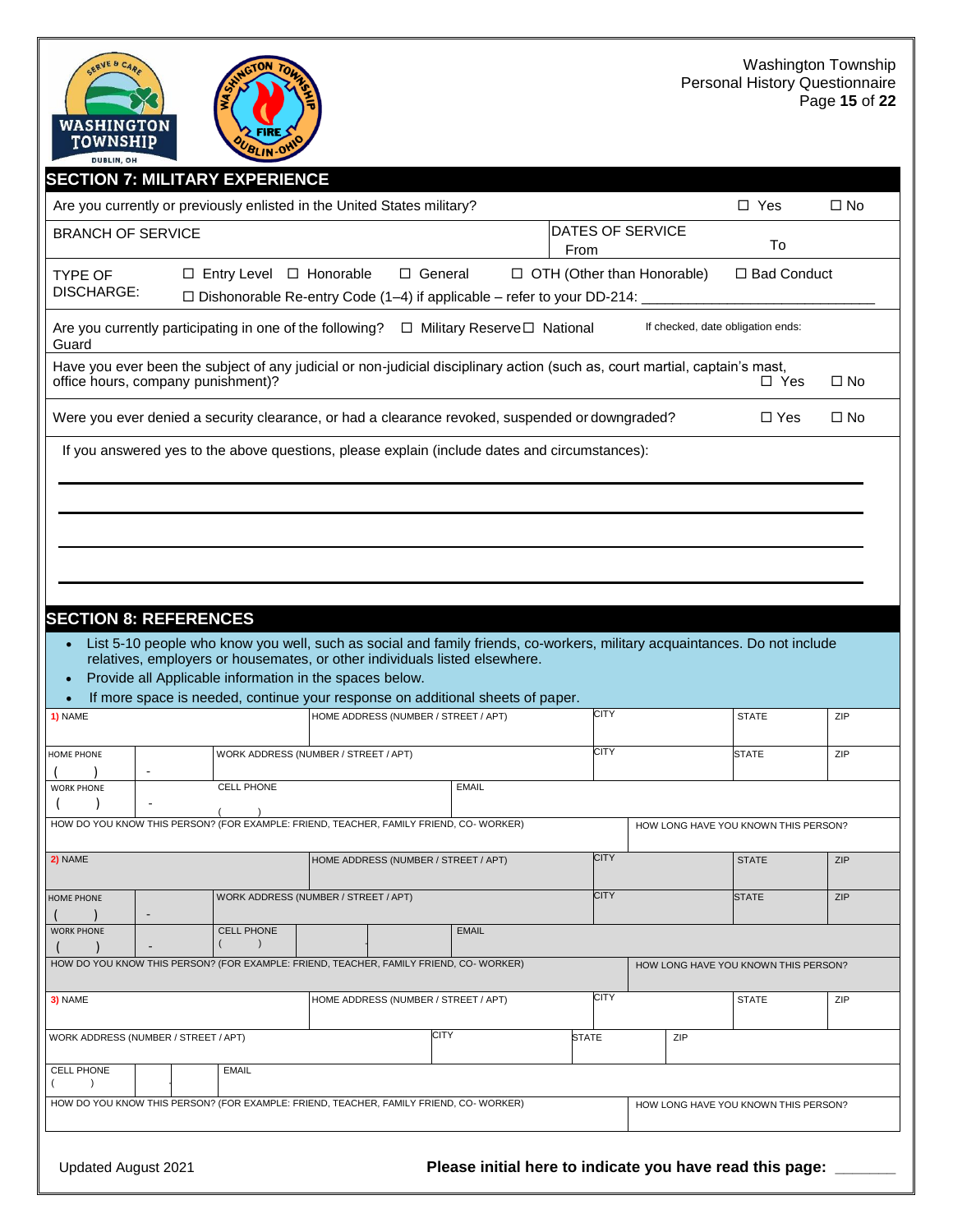Washington Township
Personal History Questionnaire

## SECTION 7: MILITARY EXPERIENCE

| Are you currently or previously enlisted in the United States military? | ☐ Yes ☐ No |
|---|---|
| BRANCH OF SERVICE | DATES OF SERVICE From To |
| TYPE OF DISCHARGE: ☐ Entry Level ☐ Honorable ☐ General ☐ OTH (Other than Honorable) ☐ Bad Conduct ☐ Dishonorable Re-entry Code (1–4) if applicable – refer to your DD-214: ____________________________ | |
| Are you currently participating in one of the following? ☐ Military Reserve ☐ National Guard | If checked, date obligation ends: |
| Have you ever been the subject of any judicial or non-judicial disciplinary action (such as, court martial, captain's mast, office hours, company punishment)? | ☐ Yes ☐ No |
| Were you ever denied a security clearance, or had a clearance revoked, suspended or downgraded? | ☐ Yes ☐ No |

If you answered yes to the above questions, please explain (include dates and circumstances):

___________________________________________________________________________

___________________________________________________________________________

___________________________________________________________________________

___________________________________________________________________________

## SECTION 8: REFERENCES

- List 5-10 people who know you well, such as social and family friends, co-workers, military acquaintances. Do not include relatives, employers or housemates, or other individuals listed elsewhere.
- Provide all Applicable information in the spaces below.
- If more space is needed, continue your response on additional sheets of paper.

| 1) NAME | HOME ADDRESS (NUMBER / STREET / APT) | CITY | STATE | ZIP |
|---|---|---|---|---|
| HOME PHONE ( ) - | WORK ADDRESS (NUMBER / STREET / APT) | CITY | STATE | ZIP |
| WORK PHONE ( ) - | CELL PHONE ( ) | EMAIL | | |
| HOW DO YOU KNOW THIS PERSON? (FOR EXAMPLE: FRIEND, TEACHER, FAMILY FRIEND, CO- WORKER) | | HOW LONG HAVE YOU KNOWN THIS PERSON? | | |

| 2) NAME | HOME ADDRESS (NUMBER / STREET / APT) | CITY | STATE | ZIP |
|---|---|---|---|---|
| HOME PHONE ( ) - | WORK ADDRESS (NUMBER / STREET / APT) | CITY | STATE | ZIP |
| WORK PHONE ( ) - | CELL PHONE ( ) | EMAIL | | |
| HOW DO YOU KNOW THIS PERSON? (FOR EXAMPLE: FRIEND, TEACHER, FAMILY FRIEND, CO- WORKER) | | HOW LONG HAVE YOU KNOWN THIS PERSON? | | |

| 3) NAME | HOME ADDRESS (NUMBER / STREET / APT) | CITY | STATE | ZIP |
|---|---|---|---|---|
| WORK ADDRESS (NUMBER / STREET / APT) | CITY | STATE | ZIP | |
| CELL PHONE ( ) | EMAIL | | | |
| HOW DO YOU KNOW THIS PERSON? (FOR EXAMPLE: FRIEND, TEACHER, FAMILY FRIEND, CO- WORKER) | | HOW LONG HAVE YOU KNOWN THIS PERSON? | | |

Updated August 2021

**Please initial here to indicate you have read this page:** _______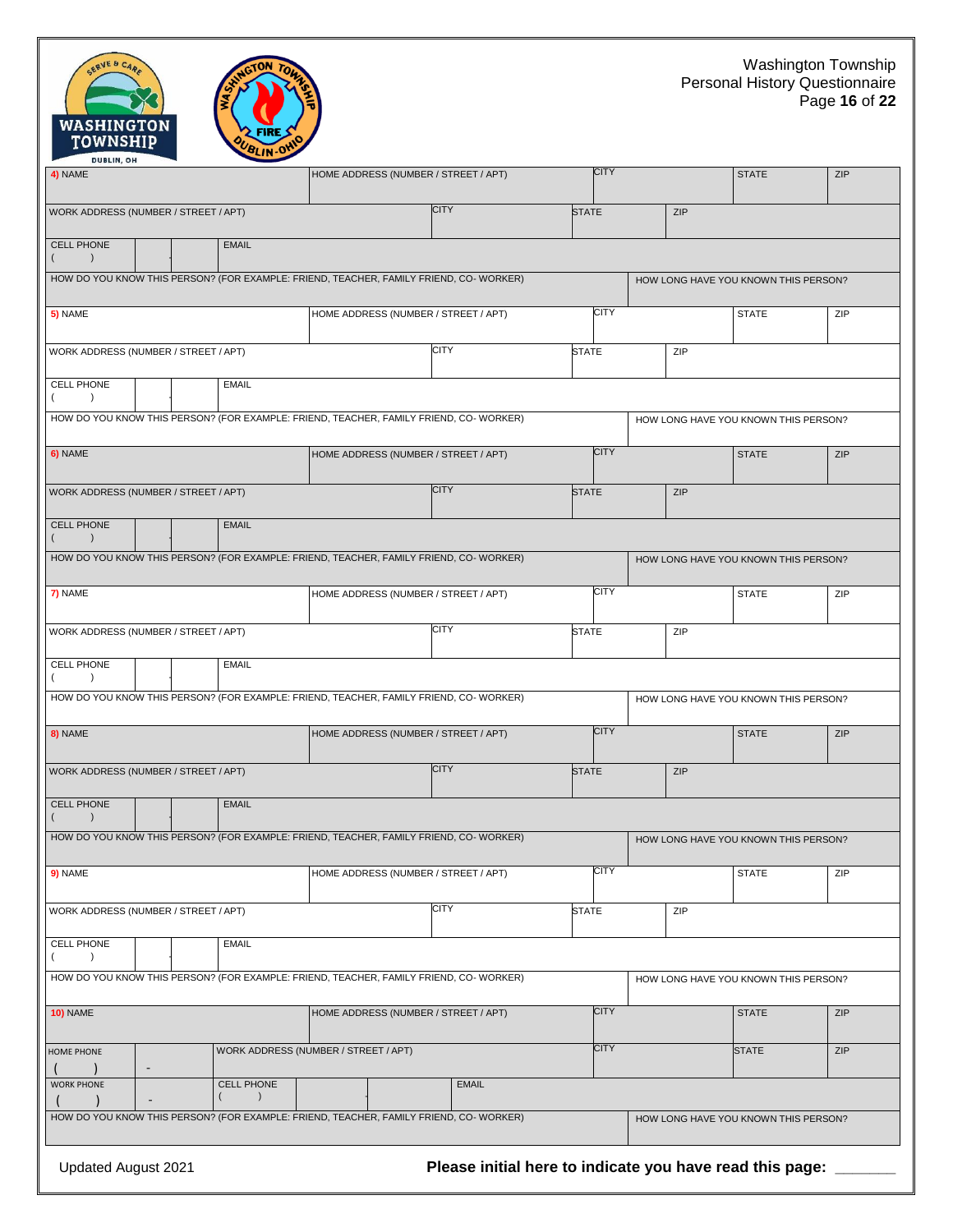# Washington Township Personal History Questionnaire

| **4)** NAME | HOME ADDRESS (NUMBER / STREET / APT) | CITY | STATE | ZIP |
|---|---|---|---|---|
| WORK ADDRESS (NUMBER / STREET / APT) | CITY | STATE | ZIP | |
| CELL PHONE ( ) - | EMAIL | | | |
| HOW DO YOU KNOW THIS PERSON? (FOR EXAMPLE: FRIEND, TEACHER, FAMILY FRIEND, CO- WORKER) | HOW LONG HAVE YOU KNOWN THIS PERSON? | | | |

| **5)** NAME | HOME ADDRESS (NUMBER / STREET / APT) | CITY | STATE | ZIP |
|---|---|---|---|---|
| WORK ADDRESS (NUMBER / STREET / APT) | CITY | STATE | ZIP | |
| CELL PHONE ( ) - | EMAIL | | | |
| HOW DO YOU KNOW THIS PERSON? (FOR EXAMPLE: FRIEND, TEACHER, FAMILY FRIEND, CO- WORKER) | HOW LONG HAVE YOU KNOWN THIS PERSON? | | | |

| **6)** NAME | HOME ADDRESS (NUMBER / STREET / APT) | CITY | STATE | ZIP |
|---|---|---|---|---|
| WORK ADDRESS (NUMBER / STREET / APT) | CITY | STATE | ZIP | |
| CELL PHONE ( ) - | EMAIL | | | |
| HOW DO YOU KNOW THIS PERSON? (FOR EXAMPLE: FRIEND, TEACHER, FAMILY FRIEND, CO- WORKER) | HOW LONG HAVE YOU KNOWN THIS PERSON? | | | |

| **7)** NAME | HOME ADDRESS (NUMBER / STREET / APT) | CITY | STATE | ZIP |
|---|---|---|---|---|
| WORK ADDRESS (NUMBER / STREET / APT) | CITY | STATE | ZIP | |
| CELL PHONE ( ) - | EMAIL | | | |
| HOW DO YOU KNOW THIS PERSON? (FOR EXAMPLE: FRIEND, TEACHER, FAMILY FRIEND, CO- WORKER) | HOW LONG HAVE YOU KNOWN THIS PERSON? | | | |

| **8)** NAME | HOME ADDRESS (NUMBER / STREET / APT) | CITY | STATE | ZIP |
|---|---|---|---|---|
| WORK ADDRESS (NUMBER / STREET / APT) | CITY | STATE | ZIP | |
| CELL PHONE ( ) - | EMAIL | | | |
| HOW DO YOU KNOW THIS PERSON? (FOR EXAMPLE: FRIEND, TEACHER, FAMILY FRIEND, CO- WORKER) | HOW LONG HAVE YOU KNOWN THIS PERSON? | | | |

| **9)** NAME | HOME ADDRESS (NUMBER / STREET / APT) | CITY | STATE | ZIP |
|---|---|---|---|---|
| WORK ADDRESS (NUMBER / STREET / APT) | CITY | STATE | ZIP | |
| CELL PHONE ( ) - | EMAIL | | | |
| HOW DO YOU KNOW THIS PERSON? (FOR EXAMPLE: FRIEND, TEACHER, FAMILY FRIEND, CO- WORKER) | HOW LONG HAVE YOU KNOWN THIS PERSON? | | | |

| **10)** NAME | HOME ADDRESS (NUMBER / STREET / APT) | CITY | STATE | ZIP |
|---|---|---|---|---|
| HOME PHONE ( ) - | WORK ADDRESS (NUMBER / STREET / APT) | CITY | STATE | ZIP |
| WORK PHONE ( ) - | CELL PHONE ( ) - | EMAIL | | |
| HOW DO YOU KNOW THIS PERSON? (FOR EXAMPLE: FRIEND, TEACHER, FAMILY FRIEND, CO- WORKER) | HOW LONG HAVE YOU KNOWN THIS PERSON? | | | |

Updated August 2021

**Please initial here to indicate you have read this page: _______**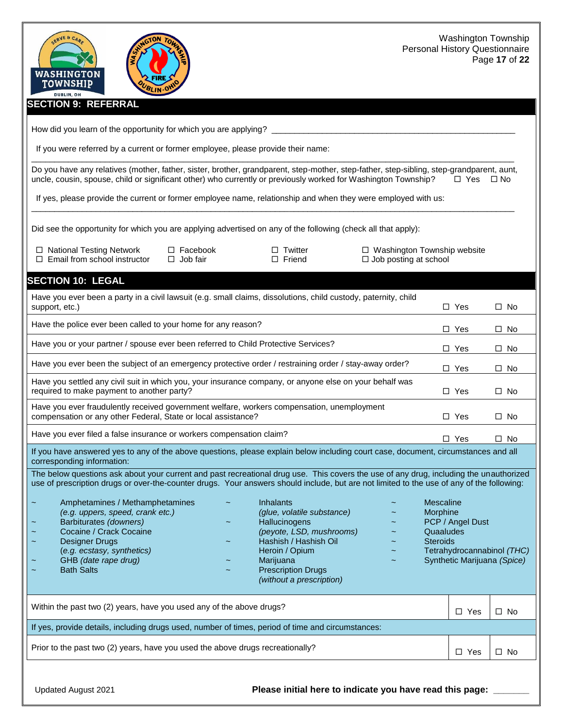## SECTION 9: REFERRAL

How did you learn of the opportunity for which you are applying? ______________________________________________________

If you were referred by a current or former employee, please provide their name:

______________________________________________________________________________________________

Do you have any relatives (mother, father, sister, brother, grandparent, step-mother, step-father, step-sibling, step-grandparent, aunt, uncle, cousin, spouse, child or significant other) who currently or previously worked for Washington Township? ☐ Yes ☐ No

If yes, please provide the current or former employee name, relationship and when they were employed with us:

______________________________________________________________________________________________

Did see the opportunity for which you are applying advertised on any of the following (check all that apply):

| | | | |
|---|---|---|---|
| ☐ National Testing Network | ☐ Facebook | ☐ Twitter | ☐ Washington Township website |
| ☐ Email from school instructor | ☐ Job fair | ☐ Friend | ☐ Job posting at school |

## SECTION 10: LEGAL

| Question | Yes | No |
|---|---|---|
| Have you ever been a party in a civil lawsuit (e.g. small claims, dissolutions, child custody, paternity, child support, etc.) | ☐ Yes | ☐ No |
| Have the police ever been called to your home for any reason? | ☐ Yes | ☐ No |
| Have you or your partner / spouse ever been referred to Child Protective Services? | ☐ Yes | ☐ No |
| Have you ever been the subject of an emergency protective order / restraining order / stay-away order? | ☐ Yes | ☐ No |
| Have you settled any civil suit in which you, your insurance company, or anyone else on your behalf was required to make payment to another party? | ☐ Yes | ☐ No |
| Have you ever fraudulently received government welfare, workers compensation, unemployment compensation or any other Federal, State or local assistance? | ☐ Yes | ☐ No |
| Have you ever filed a false insurance or workers compensation claim? | ☐ Yes | ☐ No |

If you have answered yes to any of the above questions, please explain below including court case, document, circumstances and all corresponding information:

The below questions ask about your current and past recreational drug use. This covers the use of any drug, including the unauthorized use of prescription drugs or over-the-counter drugs. Your answers should include, but are not limited to the use of any of the following:

- ~ Amphetamines / Methamphetamines *(e.g. uppers, speed, crank etc.)*
- ~ Barbiturates *(downers)*
- ~ Cocaine / Crack Cocaine
- ~ Designer Drugs *(e.g. ecstasy, synthetics)*
- ~ GHB *(date rape drug)*
- ~ Bath Salts
- ~ Inhalants *(glue, volatile substance)*
- ~ Hallucinogens *(peyote, LSD, mushrooms)*
- ~ Hashish / Hashish Oil
- Heroin / Opium
- ~ Marijuana
- ~ Prescription Drugs *(without a prescription)*
- ~ Mescaline
- ~ Morphine
- ~ PCP / Angel Dust
- ~ Quaaludes
- ~ Steroids
- ~ Tetrahydrocannabinol *(THC)*
- ~ Synthetic Marijuana *(Spice)*

| Question | Yes | No |
|---|---|---|
| Within the past two (2) years, have you used any of the above drugs? | ☐ Yes | ☐ No |

If yes, provide details, including drugs used, number of times, period of time and circumstances:

| Question | Yes | No |
|---|---|---|
| Prior to the past two (2) years, have you used the above drugs recreationally? | ☐ Yes | ☐ No |

Updated August 2021

**Please initial here to indicate you have read this page:** _______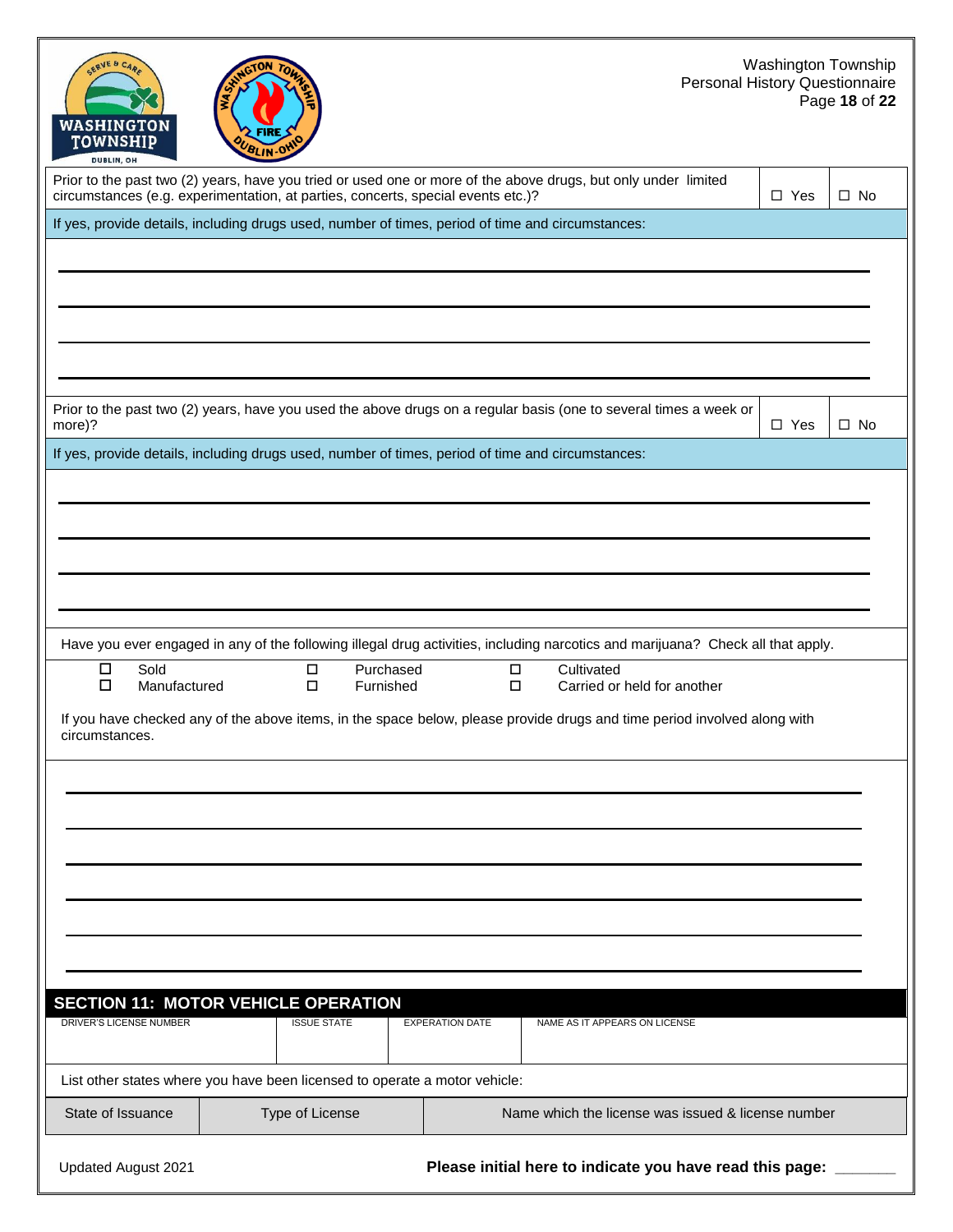| Prior to the past two (2) years, have you tried or used one or more of the above drugs, but only under limited circumstances (e.g. experimentation, at parties, concerts, special events etc.)? | ☐ Yes | ☐ No |
|---|---|---|

If yes, provide details, including drugs used, number of times, period of time and circumstances:

______________________________________________________________________

______________________________________________________________________

______________________________________________________________________

______________________________________________________________________

| Prior to the past two (2) years, have you used the above drugs on a regular basis (one to several times a week or more)? | ☐ Yes | ☐ No |
|---|---|---|

If yes, provide details, including drugs used, number of times, period of time and circumstances:

______________________________________________________________________

______________________________________________________________________

______________________________________________________________________

______________________________________________________________________

Have you ever engaged in any of the following illegal drug activities, including narcotics and marijuana? Check all that apply.

| | | |
|---|---|---|
| ☐ Sold | ☐ Purchased | ☐ Cultivated |
| ☐ Manufactured | ☐ Furnished | ☐ Carried or held for another |

If you have checked any of the above items, in the space below, please provide drugs and time period involved along with circumstances.

______________________________________________________________________

______________________________________________________________________

______________________________________________________________________

______________________________________________________________________

______________________________________________________________________

______________________________________________________________________

## SECTION 11: MOTOR VEHICLE OPERATION

| DRIVER'S LICENSE NUMBER | ISSUE STATE | EXPERATION DATE | NAME AS IT APPEARS ON LICENSE |
|---|---|---|---|
| | | | |

List other states where you have been licensed to operate a motor vehicle:

| State of Issuance | Type of License | Name which the license was issued & license number |
|---|---|---|
| | | |

Updated August 2021

**Please initial here to indicate you have read this page:** _______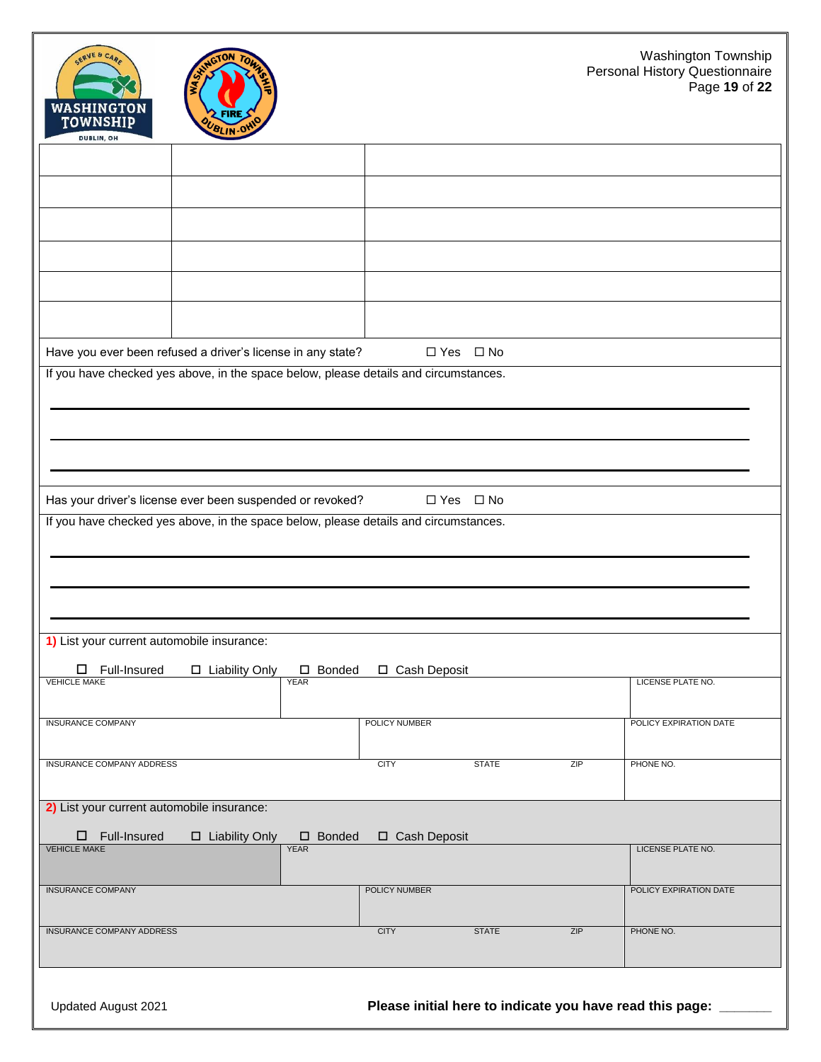| | | |
|---|---|---|
| | | |
| | | |
| | | |
| | | |
| | | |
| | | |

Have you ever been refused a driver's license in any state? ☐ Yes ☐ No

If you have checked yes above, in the space below, please details and circumstances.

\_\_\_\_\_\_\_\_\_\_\_\_\_\_\_\_\_\_\_\_\_\_\_\_\_\_\_\_\_\_\_\_\_\_\_\_\_\_\_\_\_\_\_\_\_\_\_\_\_\_\_\_\_\_\_\_\_\_\_\_

\_\_\_\_\_\_\_\_\_\_\_\_\_\_\_\_\_\_\_\_\_\_\_\_\_\_\_\_\_\_\_\_\_\_\_\_\_\_\_\_\_\_\_\_\_\_\_\_\_\_\_\_\_\_\_\_\_\_\_\_

\_\_\_\_\_\_\_\_\_\_\_\_\_\_\_\_\_\_\_\_\_\_\_\_\_\_\_\_\_\_\_\_\_\_\_\_\_\_\_\_\_\_\_\_\_\_\_\_\_\_\_\_\_\_\_\_\_\_\_\_

Has your driver's license ever been suspended or revoked? ☐ Yes ☐ No

If you have checked yes above, in the space below, please details and circumstances.

\_\_\_\_\_\_\_\_\_\_\_\_\_\_\_\_\_\_\_\_\_\_\_\_\_\_\_\_\_\_\_\_\_\_\_\_\_\_\_\_\_\_\_\_\_\_\_\_\_\_\_\_\_\_\_\_\_\_\_\_

\_\_\_\_\_\_\_\_\_\_\_\_\_\_\_\_\_\_\_\_\_\_\_\_\_\_\_\_\_\_\_\_\_\_\_\_\_\_\_\_\_\_\_\_\_\_\_\_\_\_\_\_\_\_\_\_\_\_\_\_

\_\_\_\_\_\_\_\_\_\_\_\_\_\_\_\_\_\_\_\_\_\_\_\_\_\_\_\_\_\_\_\_\_\_\_\_\_\_\_\_\_\_\_\_\_\_\_\_\_\_\_\_\_\_\_\_\_\_\_\_

**1)** List your current automobile insurance:

☐ Full-Insured ☐ Liability Only ☐ Bonded ☐ Cash Deposit

| VEHICLE MAKE | YEAR | | | LICENSE PLATE NO. |
|---|---|---|---|---|
| INSURANCE COMPANY | POLICY NUMBER | | | POLICY EXPIRATION DATE |
| INSURANCE COMPANY ADDRESS | CITY | STATE | ZIP | PHONE NO. |

**2)** List your current automobile insurance:

☐ Full-Insured ☐ Liability Only ☐ Bonded ☐ Cash Deposit

| VEHICLE MAKE | YEAR | | | LICENSE PLATE NO. |
|---|---|---|---|---|
| INSURANCE COMPANY | POLICY NUMBER | | | POLICY EXPIRATION DATE |
| INSURANCE COMPANY ADDRESS | CITY | STATE | ZIP | PHONE NO. |

Updated August 2021

**Please initial here to indicate you have read this page: \_\_\_\_\_\_\_**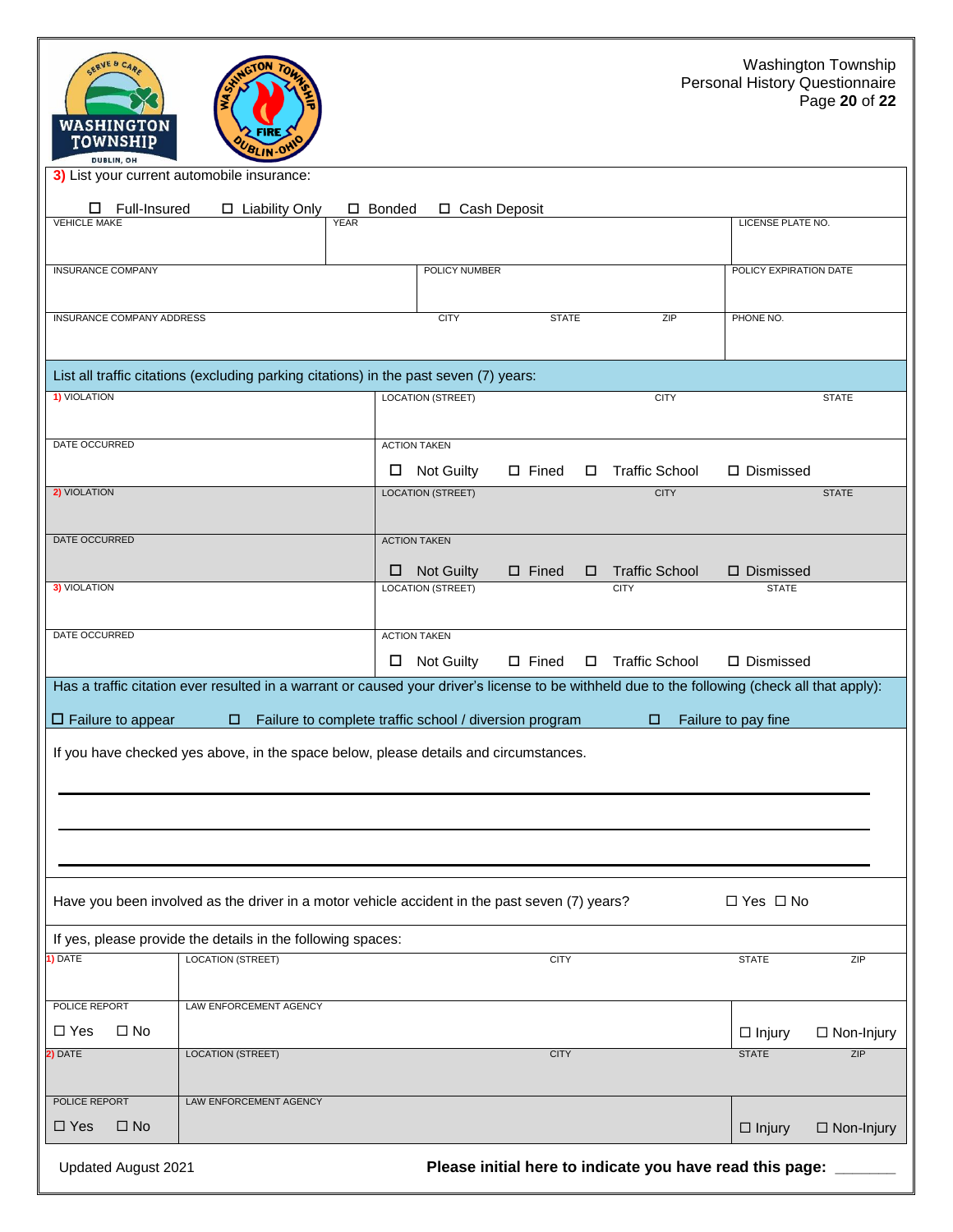**3)** List your current automobile insurance:

☐ Full-Insured ☐ Liability Only ☐ Bonded ☐ Cash Deposit

| VEHICLE MAKE | YEAR | LICENSE PLATE NO. |
|---|---|---|
| | | |

| INSURANCE COMPANY | POLICY NUMBER | POLICY EXPIRATION DATE |
|---|---|---|
| | | |

| INSURANCE COMPANY ADDRESS | CITY | STATE | ZIP | PHONE NO. |
|---|---|---|---|---|
| | | | | |

List all traffic citations (excluding parking citations) in the past seven (7) years:

| 1) VIOLATION | LOCATION (STREET) | CITY | STATE |
|---|---|---|---|
| | | | |
| DATE OCCURRED | ACTION TAKEN ☐ Not Guilty ☐ Fined ☐ Traffic School ☐ Dismissed | | |
| **2) VIOLATION** | LOCATION (STREET) | CITY | STATE |
| | | | |
| DATE OCCURRED | ACTION TAKEN ☐ Not Guilty ☐ Fined ☐ Traffic School ☐ Dismissed | | |
| **3) VIOLATION** | LOCATION (STREET) | CITY | STATE |
| | | | |
| DATE OCCURRED | ACTION TAKEN ☐ Not Guilty ☐ Fined ☐ Traffic School ☐ Dismissed | | |

Has a traffic citation ever resulted in a warrant or caused your driver's license to be withheld due to the following (check all that apply):

☐ Failure to appear ☐ Failure to complete traffic school / diversion program ☐ Failure to pay fine

If you have checked yes above, in the space below, please details and circumstances.

______________________________________________________________________

______________________________________________________________________

______________________________________________________________________

Have you been involved as the driver in a motor vehicle accident in the past seven (7) years? ☐ Yes ☐ No

If yes, please provide the details in the following spaces:

| 1) DATE | LOCATION (STREET) | CITY | STATE | ZIP |
|---|---|---|---|---|
| | | | | |
| POLICE REPORT ☐ Yes ☐ No | LAW ENFORCEMENT AGENCY | | ☐ Injury | ☐ Non-Injury |
| **2) DATE** | LOCATION (STREET) | CITY | STATE | ZIP |
| | | | | |
| POLICE REPORT ☐ Yes ☐ No | LAW ENFORCEMENT AGENCY | | ☐ Injury | ☐ Non-Injury |

Updated August 2021

**Please initial here to indicate you have read this page:** _______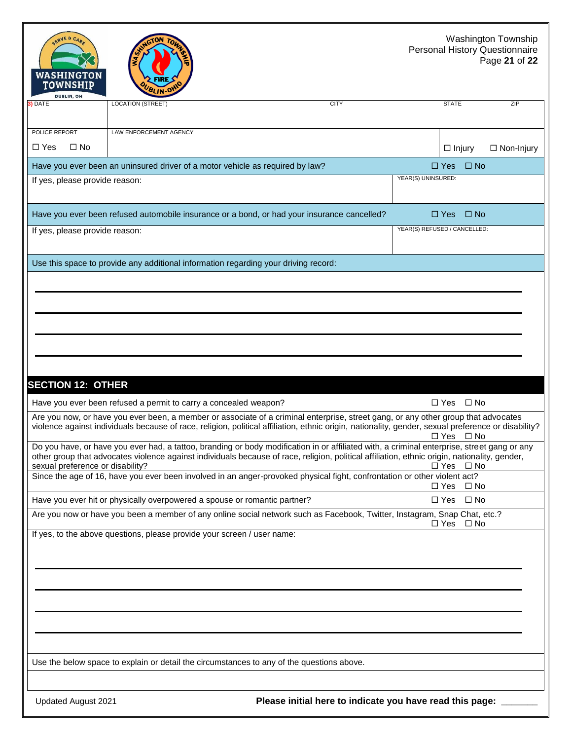| 3) DATE | LOCATION (STREET) | CITY | STATE | ZIP |
|---|---|---|---|---|
| | | | | |

| POLICE REPORT | LAW ENFORCEMENT AGENCY | |
|---|---|---|
| ☐ Yes ☐ No | | ☐ Injury ☐ Non-Injury |

| Have you ever been an uninsured driver of a motor vehicle as required by law? | ☐ Yes ☐ No |
|---|---|
| If yes, please provide reason: | YEAR(S) UNINSURED: |

| Have you ever been refused automobile insurance or a bond, or had your insurance cancelled? | ☐ Yes ☐ No |
|---|---|
| If yes, please provide reason: | YEAR(S) REFUSED / CANCELLED: |

Use this space to provide any additional information regarding your driving record:

______________________________________________________________________

______________________________________________________________________

______________________________________________________________________

______________________________________________________________________

## SECTION 12: OTHER

| Question | Answer |
|---|---|
| Have you ever been refused a permit to carry a concealed weapon? | ☐ Yes ☐ No |
| Are you now, or have you ever been, a member or associate of a criminal enterprise, street gang, or any other group that advocates violence against individuals because of race, religion, political affiliation, ethnic origin, nationality, gender, sexual preference or disability? | ☐ Yes ☐ No |
| Do you have, or have you ever had, a tattoo, branding or body modification in or affiliated with, a criminal enterprise, street gang or any other group that advocates violence against individuals because of race, religion, political affiliation, ethnic origin, nationality, gender, sexual preference or disability? | ☐ Yes ☐ No |
| Since the age of 16, have you ever been involved in an anger-provoked physical fight, confrontation or other violent act? | ☐ Yes ☐ No |
| Have you ever hit or physically overpowered a spouse or romantic partner? | ☐ Yes ☐ No |
| Are you now or have you been a member of any online social network such as Facebook, Twitter, Instagram, Snap Chat, etc.? | ☐ Yes ☐ No |

If yes, to the above questions, please provide your screen / user name:

______________________________________________________________________

______________________________________________________________________

______________________________________________________________________

______________________________________________________________________

Use the below space to explain or detail the circumstances to any of the questions above.

Updated August 2021

**Please initial here to indicate you have read this page:** _______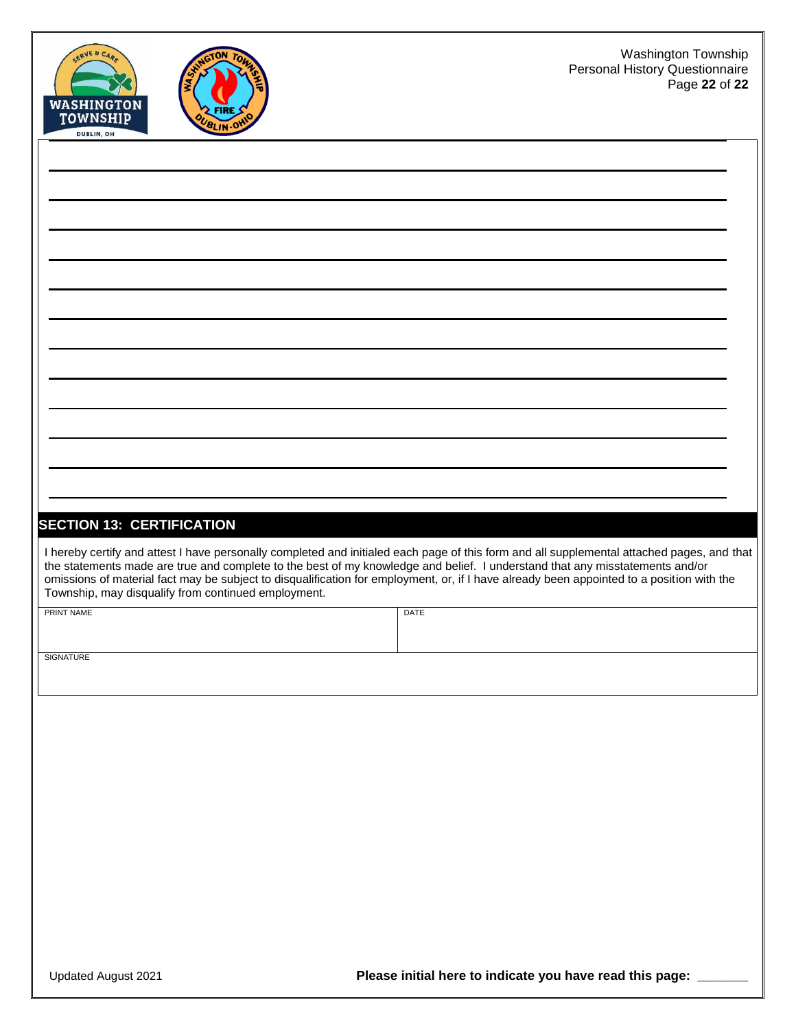## SECTION 13: CERTIFICATION

I hereby certify and attest I have personally completed and initialed each page of this form and all supplemental attached pages, and that the statements made are true and complete to the best of my knowledge and belief. I understand that any misstatements and/or omissions of material fact may be subject to disqualification for employment, or, if I have already been appointed to a position with the Township, may disqualify from continued employment.

| PRINT NAME | DATE |
|---|---|
| SIGNATURE | |

Updated August 2021

**Please initial here to indicate you have read this page: _______**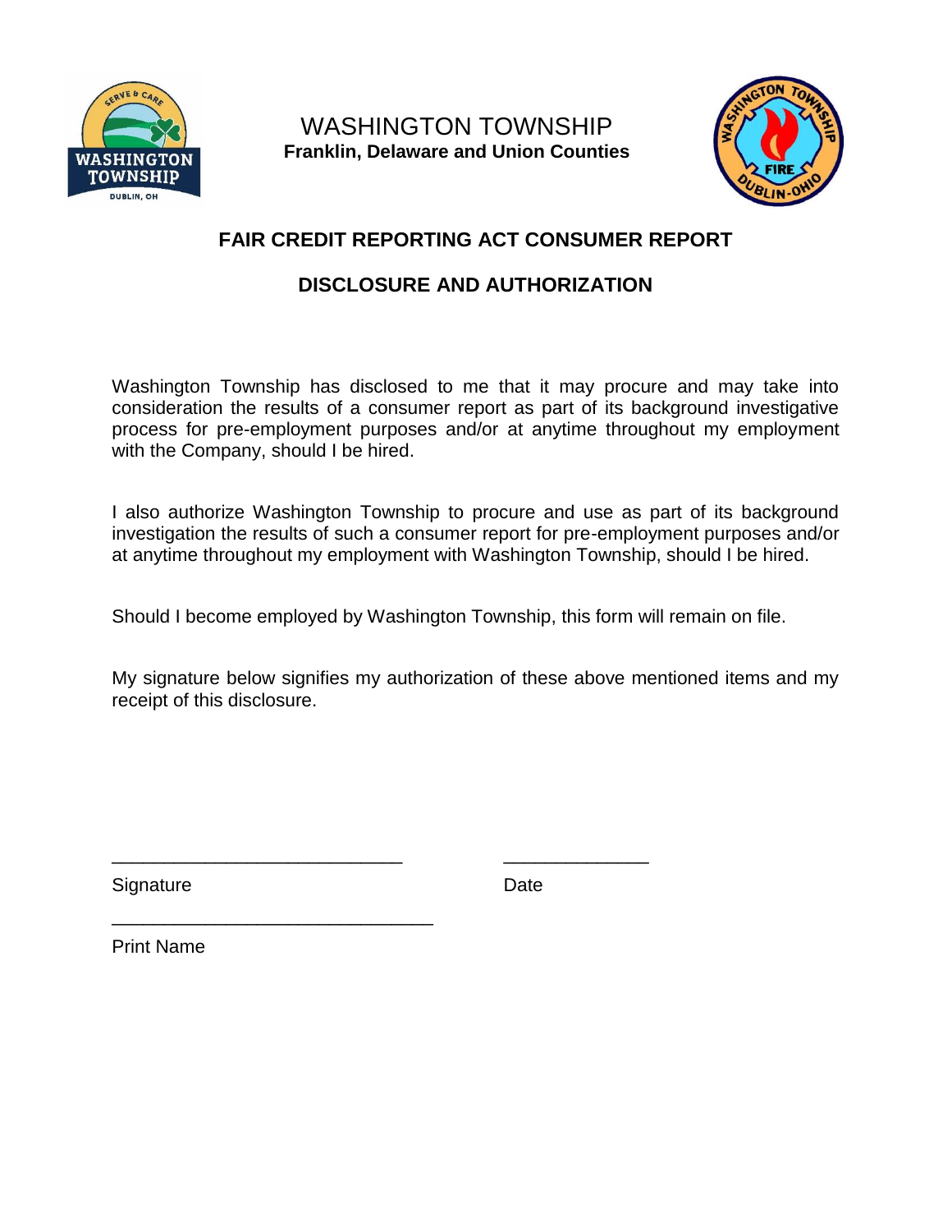WASHINGTON TOWNSHIP

**Franklin, Delaware and Union Counties**

## FAIR CREDIT REPORTING ACT CONSUMER REPORT

## DISCLOSURE AND AUTHORIZATION

Washington Township has disclosed to me that it may procure and may take into consideration the results of a consumer report as part of its background investigative process for pre-employment purposes and/or at anytime throughout my employment with the Company, should I be hired.

I also authorize Washington Township to procure and use as part of its background investigation the results of such a consumer report for pre-employment purposes and/or at anytime throughout my employment with Washington Township, should I be hired.

Should I become employed by Washington Township, this form will remain on file.

My signature below signifies my authorization of these above mentioned items and my receipt of this disclosure.

____________________________ ______________

Signature Date

_______________________________

Print Name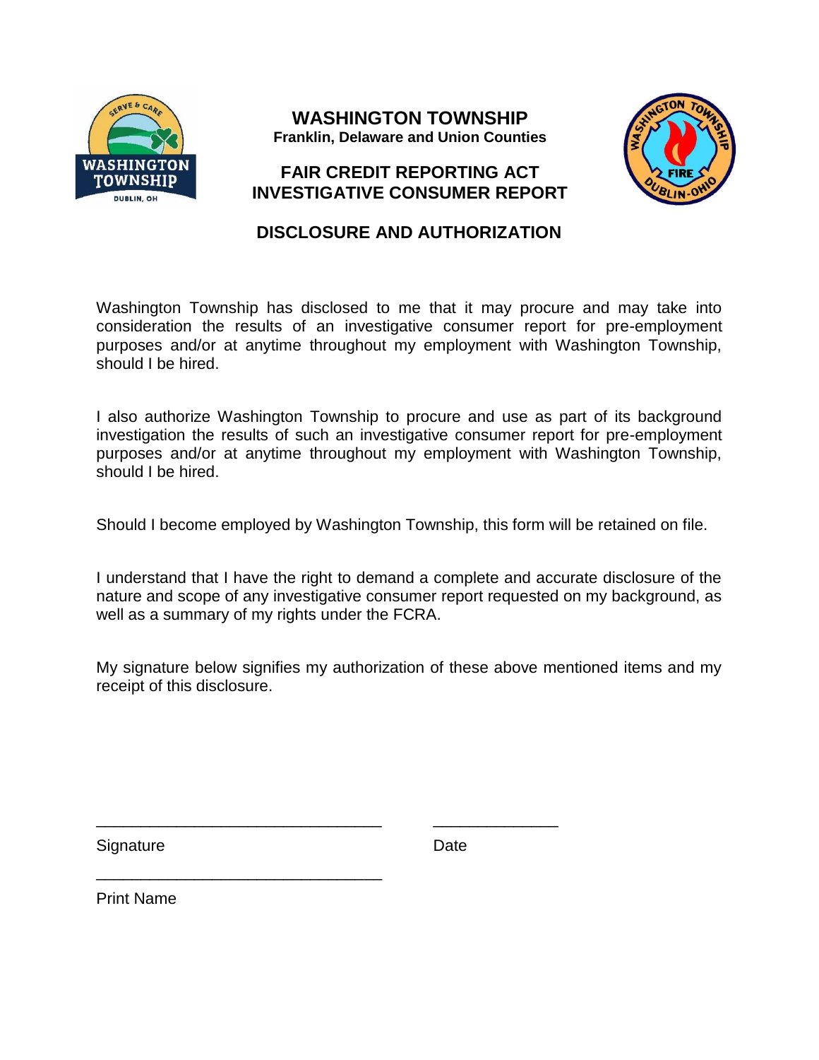# WASHINGTON TOWNSHIP

**Franklin, Delaware and Union Counties**

## FAIR CREDIT REPORTING ACT INVESTIGATIVE CONSUMER REPORT

## DISCLOSURE AND AUTHORIZATION

Washington Township has disclosed to me that it may procure and may take into consideration the results of an investigative consumer report for pre-employment purposes and/or at anytime throughout my employment with Washington Township, should I be hired.

I also authorize Washington Township to procure and use as part of its background investigation the results of such an investigative consumer report for pre-employment purposes and/or at anytime throughout my employment with Washington Township, should I be hired.

Should I become employed by Washington Township, this form will be retained on file.

I understand that I have the right to demand a complete and accurate disclosure of the nature and scope of any investigative consumer report requested on my background, as well as a summary of my rights under the FCRA.

My signature below signifies my authorization of these above mentioned items and my receipt of this disclosure.

_________________________________ ______________

Signature Date

_________________________________

Print Name